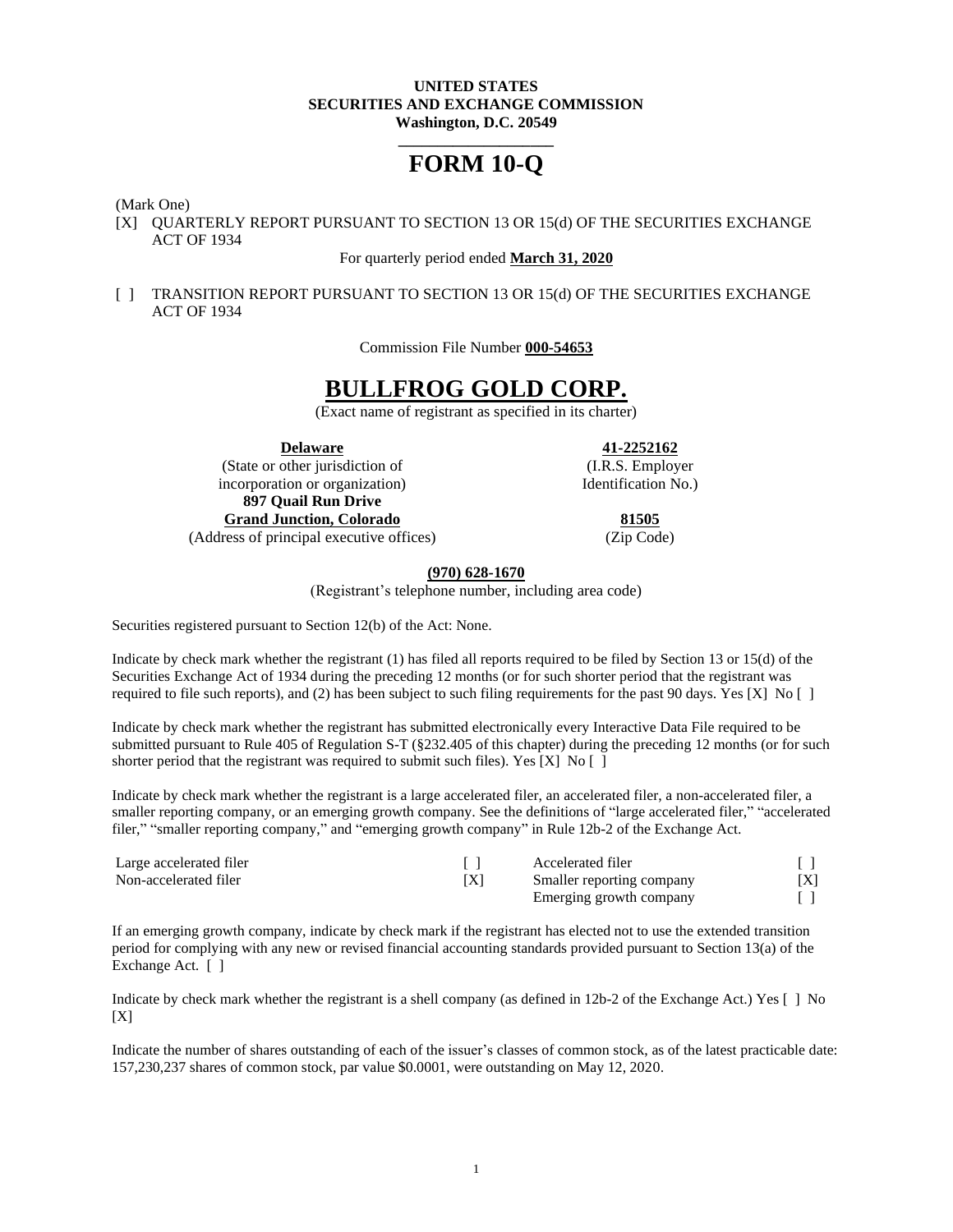**UNITED STATES**
**SECURITIES AND EXCHANGE COMMISSION**
**Washington, D.C. 20549**

# FORM 10-Q

(Mark One)

[X] QUARTERLY REPORT PURSUANT TO SECTION 13 OR 15(d) OF THE SECURITIES EXCHANGE ACT OF 1934

For quarterly period ended **March 31, 2020**

[ ] TRANSITION REPORT PURSUANT TO SECTION 13 OR 15(d) OF THE SECURITIES EXCHANGE ACT OF 1934

Commission File Number **000-54653**

# BULLFROG GOLD CORP.

(Exact name of registrant as specified in its charter)

| | |
|---|---|
| **Delaware** | **41-2252162** |
| (State or other jurisdiction of incorporation or organization) | (I.R.S. Employer Identification No.) |
| **897 Quail Run Drive** **Grand Junction, Colorado** | **81505** |
| (Address of principal executive offices) | (Zip Code) |

**(970) 628-1670**

(Registrant's telephone number, including area code)

Securities registered pursuant to Section 12(b) of the Act: None.

Indicate by check mark whether the registrant (1) has filed all reports required to be filed by Section 13 or 15(d) of the Securities Exchange Act of 1934 during the preceding 12 months (or for such shorter period that the registrant was required to file such reports), and (2) has been subject to such filing requirements for the past 90 days. Yes [X] No [ ]

Indicate by check mark whether the registrant has submitted electronically every Interactive Data File required to be submitted pursuant to Rule 405 of Regulation S-T (§232.405 of this chapter) during the preceding 12 months (or for such shorter period that the registrant was required to submit such files). Yes [X] No [ ]

Indicate by check mark whether the registrant is a large accelerated filer, an accelerated filer, a non-accelerated filer, a smaller reporting company, or an emerging growth company. See the definitions of "large accelerated filer," "accelerated filer," "smaller reporting company," and "emerging growth company" in Rule 12b-2 of the Exchange Act.

| | | | |
|---|---|---|---|
| Large accelerated filer | [ ] | Accelerated filer | [ ] |
| Non-accelerated filer | [X] | Smaller reporting company | [X] |
| | | Emerging growth company | [ ] |

If an emerging growth company, indicate by check mark if the registrant has elected not to use the extended transition period for complying with any new or revised financial accounting standards provided pursuant to Section 13(a) of the Exchange Act. [ ]

Indicate by check mark whether the registrant is a shell company (as defined in 12b-2 of the Exchange Act.) Yes [ ] No [X]

Indicate the number of shares outstanding of each of the issuer's classes of common stock, as of the latest practicable date: 157,230,237 shares of common stock, par value $0.0001, were outstanding on May 12, 2020.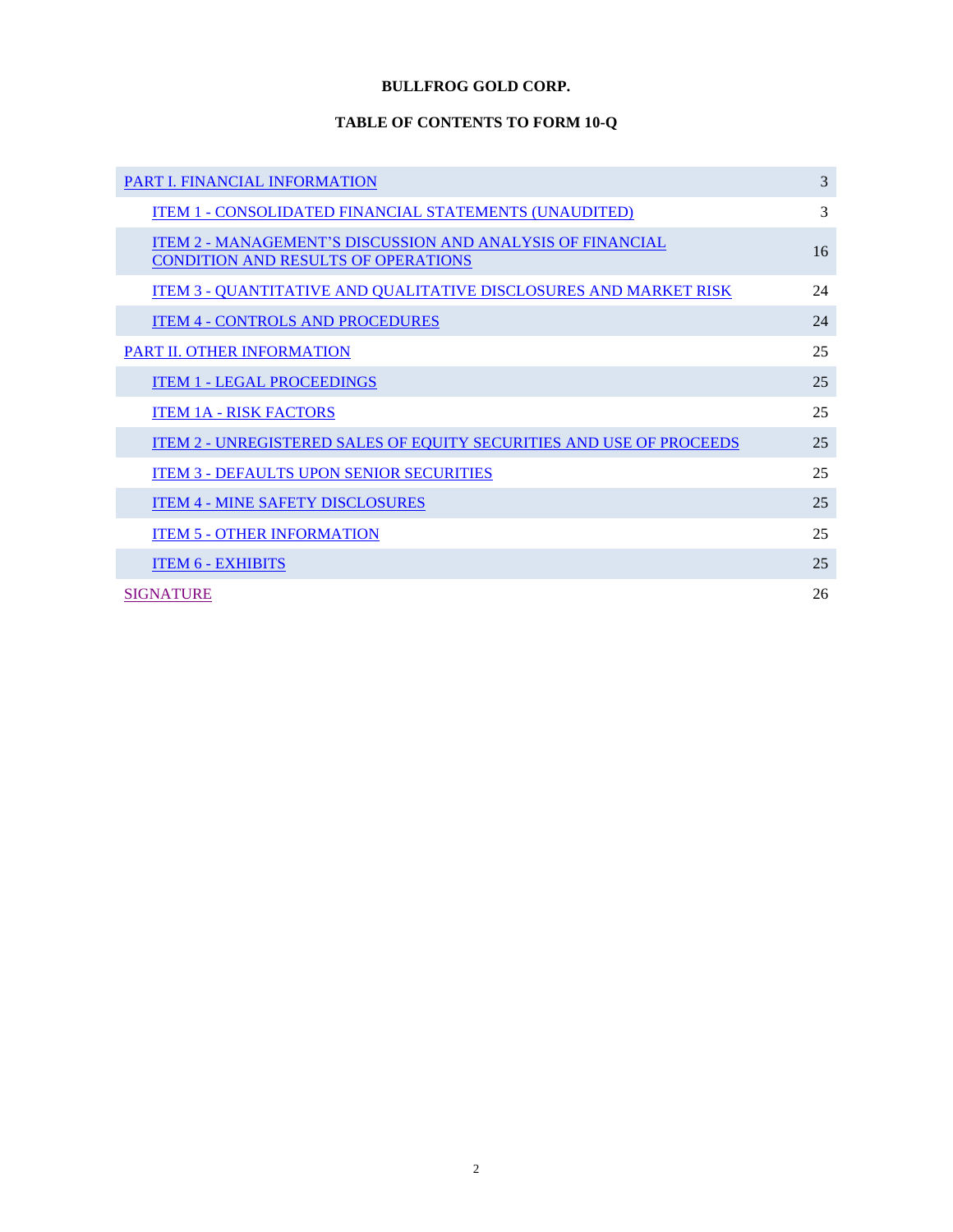**BULLFROG GOLD CORP.**

**TABLE OF CONTENTS TO FORM 10-Q**

| | |
|---|---|
| PART I. FINANCIAL INFORMATION | 3 |
| ITEM 1 - CONSOLIDATED FINANCIAL STATEMENTS (UNAUDITED) | 3 |
| ITEM 2 - MANAGEMENT'S DISCUSSION AND ANALYSIS OF FINANCIAL CONDITION AND RESULTS OF OPERATIONS | 16 |
| ITEM 3 - QUANTITATIVE AND QUALITATIVE DISCLOSURES AND MARKET RISK | 24 |
| ITEM 4 - CONTROLS AND PROCEDURES | 24 |
| PART II. OTHER INFORMATION | 25 |
| ITEM 1 - LEGAL PROCEEDINGS | 25 |
| ITEM 1A - RISK FACTORS | 25 |
| ITEM 2 - UNREGISTERED SALES OF EQUITY SECURITIES AND USE OF PROCEEDS | 25 |
| ITEM 3 - DEFAULTS UPON SENIOR SECURITIES | 25 |
| ITEM 4 - MINE SAFETY DISCLOSURES | 25 |
| ITEM 5 - OTHER INFORMATION | 25 |
| ITEM 6 - EXHIBITS | 25 |
| SIGNATURE | 26 |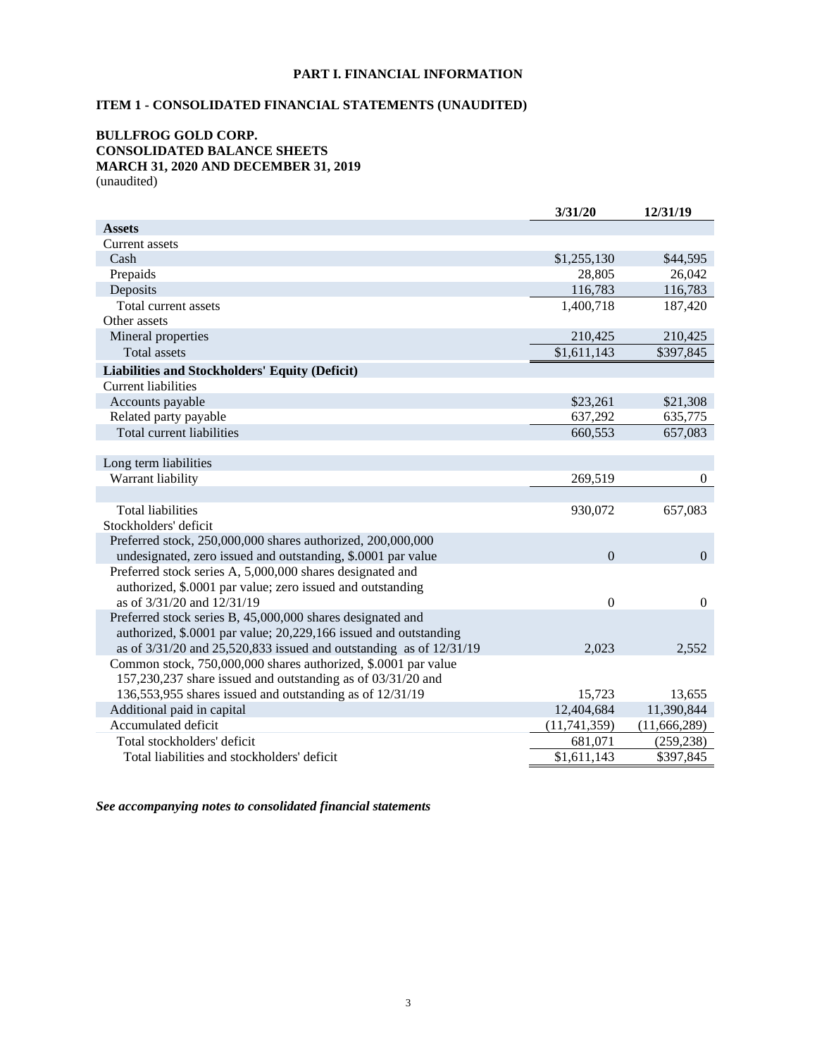# PART I. FINANCIAL INFORMATION

## ITEM 1 - CONSOLIDATED FINANCIAL STATEMENTS (UNAUDITED)

### BULLFROG GOLD CORP.
### CONSOLIDATED BALANCE SHEETS
### MARCH 31, 2020 AND DECEMBER 31, 2019

(unaudited)

| | 3/31/20 | 12/31/19 |
|---|---|---|
| **Assets** | | |
| Current assets | | |
| Cash | $1,255,130 | $44,595 |
| Prepaids | 28,805 | 26,042 |
| Deposits | 116,783 | 116,783 |
| Total current assets | 1,400,718 | 187,420 |
| Other assets | | |
| Mineral properties | 210,425 | 210,425 |
| Total assets | $1,611,143 | $397,845 |
| **Liabilities and Stockholders' Equity (Deficit)** | | |
| Current liabilities | | |
| Accounts payable | $23,261 | $21,308 |
| Related party payable | 637,292 | 635,775 |
| Total current liabilities | 660,553 | 657,083 |
| | | |
| Long term liabilities | | |
| Warrant liability | 269,519 | 0 |
| | | |
| Total liabilities | 930,072 | 657,083 |
| Stockholders' deficit | | |
| Preferred stock, 250,000,000 shares authorized, 200,000,000 undesignated, zero issued and outstanding, $.0001 par value | 0 | 0 |
| Preferred stock series A, 5,000,000 shares designated and authorized, $.0001 par value; zero issued and outstanding as of 3/31/20 and 12/31/19 | 0 | 0 |
| Preferred stock series B, 45,000,000 shares designated and authorized, $.0001 par value; 20,229,166 issued and outstanding as of 3/31/20 and 25,520,833 issued and outstanding as of 12/31/19 | 2,023 | 2,552 |
| Common stock, 750,000,000 shares authorized, $.0001 par value 157,230,237 share issued and outstanding as of 03/31/20 and 136,553,955 shares issued and outstanding as of 12/31/19 | 15,723 | 13,655 |
| Additional paid in capital | 12,404,684 | 11,390,844 |
| Accumulated deficit | (11,741,359) | (11,666,289) |
| Total stockholders' deficit | 681,071 | (259,238) |
| Total liabilities and stockholders' deficit | $1,611,143 | $397,845 |

***See accompanying notes to consolidated financial statements***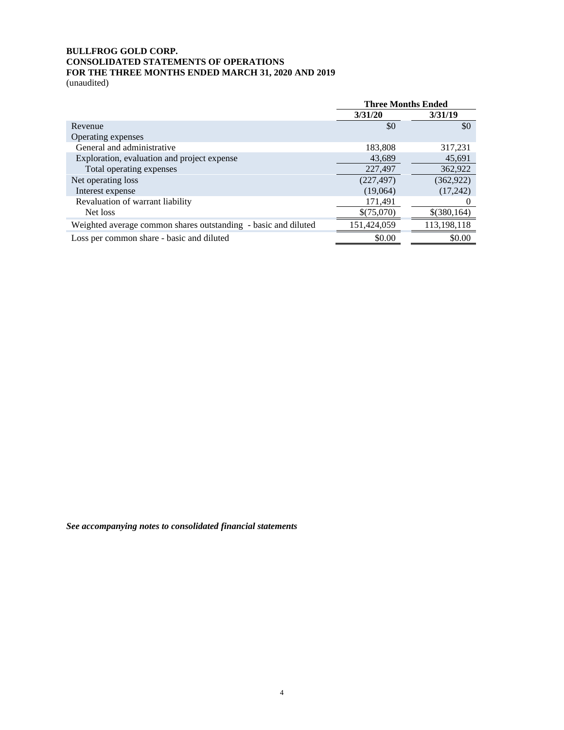**BULLFROG GOLD CORP.**
**CONSOLIDATED STATEMENTS OF OPERATIONS**
**FOR THE THREE MONTHS ENDED MARCH 31, 2020 AND 2019**
(unaudited)

| | Three Months Ended | |
|---|---|---|
| | **3/31/20** | **3/31/19** |
| Revenue | $0 | $0 |
| Operating expenses | | |
| General and administrative | 183,808 | 317,231 |
| Exploration, evaluation and project expense | 43,689 | 45,691 |
| Total operating expenses | 227,497 | 362,922 |
| Net operating loss | (227,497) | (362,922) |
| Interest expense | (19,064) | (17,242) |
| Revaluation of warrant liability | 171,491 | 0 |
| Net loss | $(75,070) | $(380,164) |
| Weighted average common shares outstanding - basic and diluted | 151,424,059 | 113,198,118 |
| Loss per common share - basic and diluted | $0.00 | $0.00 |

***See accompanying notes to consolidated financial statements***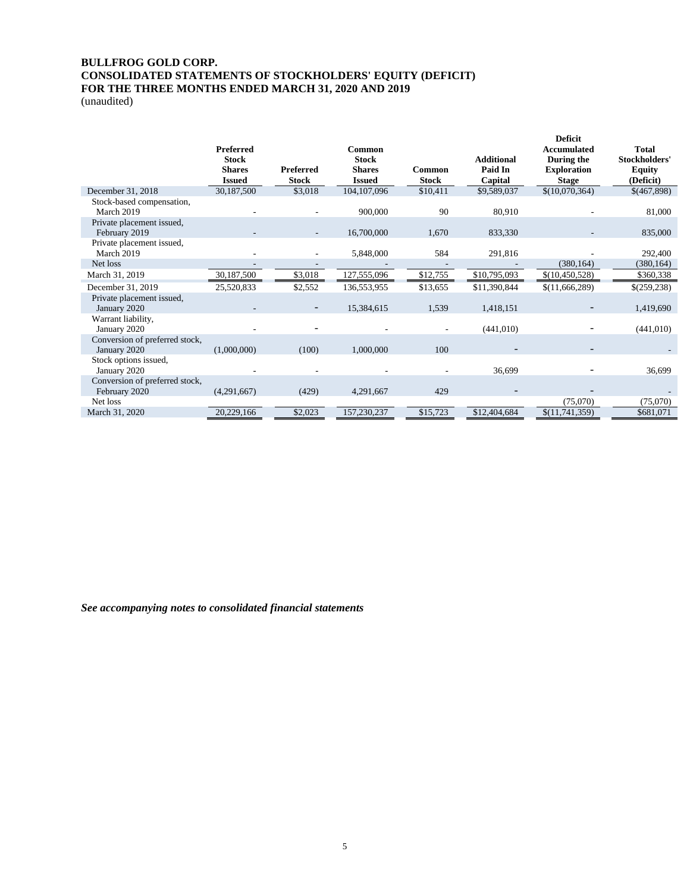**BULLFROG GOLD CORP.**
**CONSOLIDATED STATEMENTS OF STOCKHOLDERS' EQUITY (DEFICIT)**
**FOR THE THREE MONTHS ENDED MARCH 31, 2020 AND 2019**
(unaudited)

| | Preferred Stock Shares Issued | Preferred Stock | Common Stock Shares Issued | Common Stock | Additional Paid In Capital | Deficit Accumulated During the Exploration Stage | Total Stockholders' Equity (Deficit) |
|---|---|---|---|---|---|---|---|
| December 31, 2018 | 30,187,500 | $3,018 | 104,107,096 | $10,411 | $9,589,037 | $(10,070,364) | $(467,898) |
| Stock-based compensation, March 2019 | - | - | 900,000 | 90 | 80,910 | - | 81,000 |
| Private placement issued, February 2019 | - | - | 16,700,000 | 1,670 | 833,330 | - | 835,000 |
| Private placement issued, March 2019 | - | - | 5,848,000 | 584 | 291,816 | - | 292,400 |
| Net loss | - | - | - | - | - | (380,164) | (380,164) |
| March 31, 2019 | 30,187,500 | $3,018 | 127,555,096 | $12,755 | $10,795,093 | $(10,450,528) | $360,338 |
| December 31, 2019 | 25,520,833 | $2,552 | 136,553,955 | $13,655 | $11,390,844 | $(11,666,289) | $(259,238) |
| Private placement issued, January 2020 | - | - | 15,384,615 | 1,539 | 1,418,151 | - | 1,419,690 |
| Warrant liability, January 2020 | - | - | - | - | (441,010) | - | (441,010) |
| Conversion of preferred stock, January 2020 | (1,000,000) | (100) | 1,000,000 | 100 | - | - | - |
| Stock options issued, January 2020 | - | - | - | - | 36,699 | - | 36,699 |
| Conversion of preferred stock, February 2020 | (4,291,667) | (429) | 4,291,667 | 429 | - | - | - |
| Net loss | | | | | | (75,070) | (75,070) |
| March 31, 2020 | 20,229,166 | $2,023 | 157,230,237 | $15,723 | $12,404,684 | $(11,741,359) | $681,071 |

***See accompanying notes to consolidated financial statements***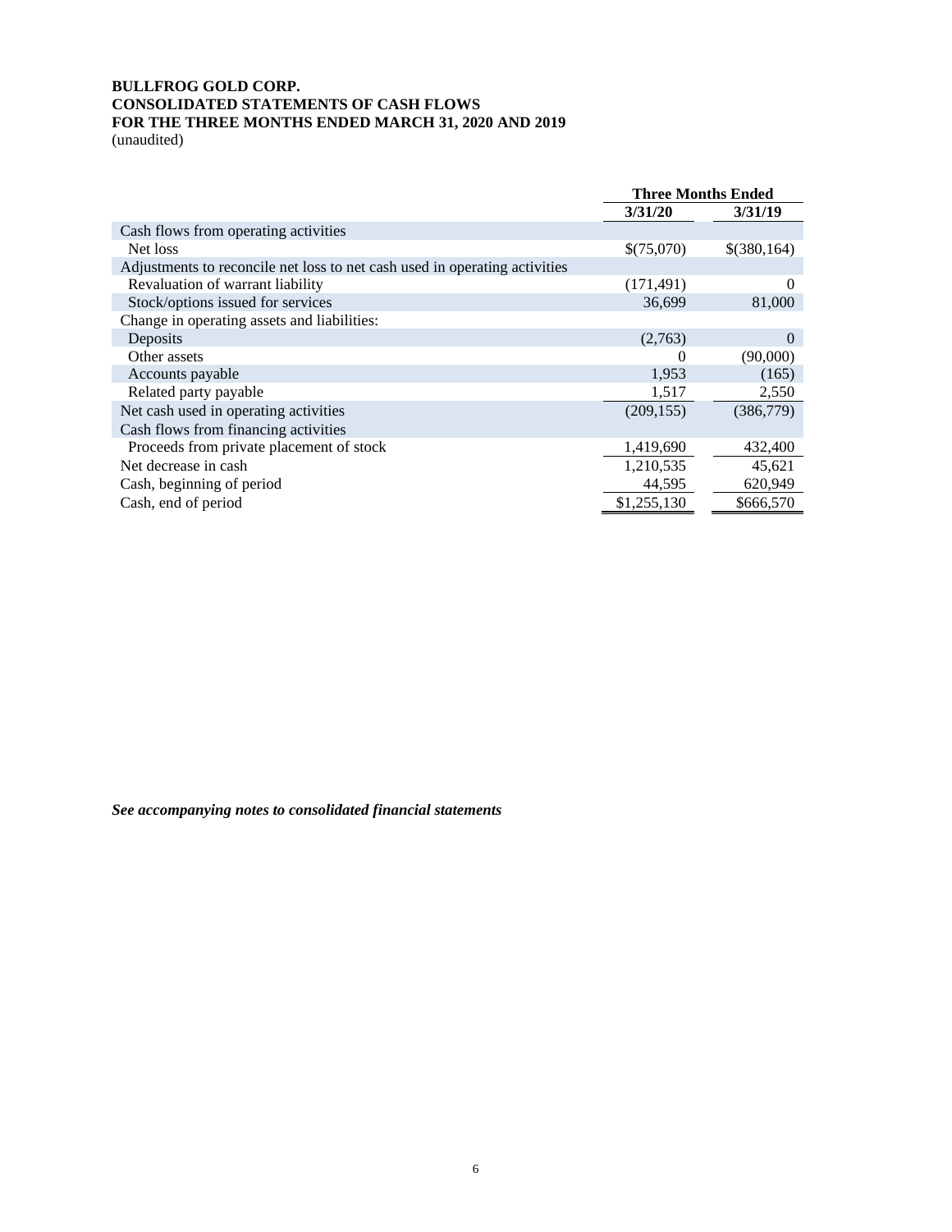**BULLFROG GOLD CORP.**
**CONSOLIDATED STATEMENTS OF CASH FLOWS**
**FOR THE THREE MONTHS ENDED MARCH 31, 2020 AND 2019**
(unaudited)

| | **Three Months Ended** | |
|---|---|---|
| | **3/31/20** | **3/31/19** |
| Cash flows from operating activities | | |
| Net loss | $(75,070) | $(380,164) |
| Adjustments to reconcile net loss to net cash used in operating activities | | |
| Revaluation of warrant liability | (171,491) | 0 |
| Stock/options issued for services | 36,699 | 81,000 |
| Change in operating assets and liabilities: | | |
| Deposits | (2,763) | 0 |
| Other assets | 0 | (90,000) |
| Accounts payable | 1,953 | (165) |
| Related party payable | 1,517 | 2,550 |
| Net cash used in operating activities | (209,155) | (386,779) |
| Cash flows from financing activities | | |
| Proceeds from private placement of stock | 1,419,690 | 432,400 |
| Net decrease in cash | 1,210,535 | 45,621 |
| Cash, beginning of period | 44,595 | 620,949 |
| Cash, end of period | $1,255,130 | $666,570 |

***See accompanying notes to consolidated financial statements***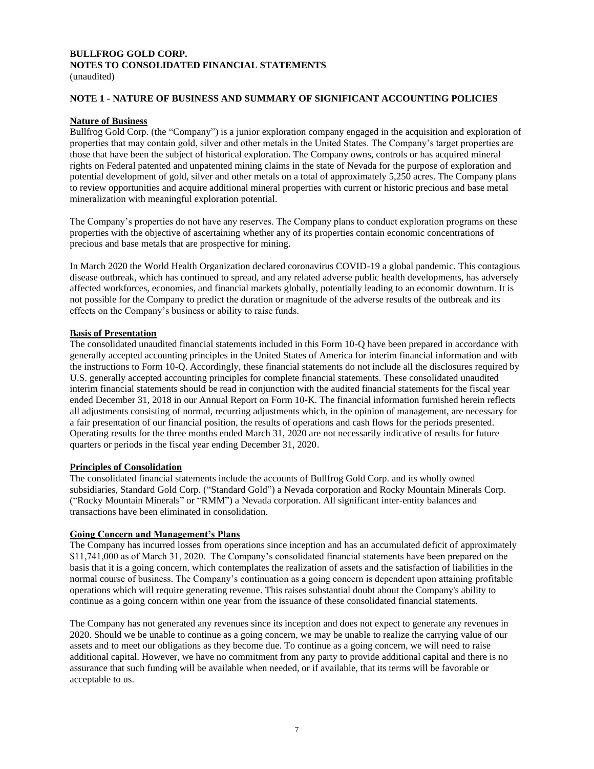**BULLFROG GOLD CORP.**
**NOTES TO CONSOLIDATED FINANCIAL STATEMENTS**
(unaudited)

## NOTE 1 - NATURE OF BUSINESS AND SUMMARY OF SIGNIFICANT ACCOUNTING POLICIES

### Nature of Business

Bullfrog Gold Corp. (the "Company") is a junior exploration company engaged in the acquisition and exploration of properties that may contain gold, silver and other metals in the United States. The Company's target properties are those that have been the subject of historical exploration. The Company owns, controls or has acquired mineral rights on Federal patented and unpatented mining claims in the state of Nevada for the purpose of exploration and potential development of gold, silver and other metals on a total of approximately 5,250 acres. The Company plans to review opportunities and acquire additional mineral properties with current or historic precious and base metal mineralization with meaningful exploration potential.

The Company's properties do not have any reserves. The Company plans to conduct exploration programs on these properties with the objective of ascertaining whether any of its properties contain economic concentrations of precious and base metals that are prospective for mining.

In March 2020 the World Health Organization declared coronavirus COVID-19 a global pandemic. This contagious disease outbreak, which has continued to spread, and any related adverse public health developments, has adversely affected workforces, economies, and financial markets globally, potentially leading to an economic downturn. It is not possible for the Company to predict the duration or magnitude of the adverse results of the outbreak and its effects on the Company's business or ability to raise funds.

### Basis of Presentation

The consolidated unaudited financial statements included in this Form 10-Q have been prepared in accordance with generally accepted accounting principles in the United States of America for interim financial information and with the instructions to Form 10-Q. Accordingly, these financial statements do not include all the disclosures required by U.S. generally accepted accounting principles for complete financial statements. These consolidated unaudited interim financial statements should be read in conjunction with the audited financial statements for the fiscal year ended December 31, 2018 in our Annual Report on Form 10-K. The financial information furnished herein reflects all adjustments consisting of normal, recurring adjustments which, in the opinion of management, are necessary for a fair presentation of our financial position, the results of operations and cash flows for the periods presented. Operating results for the three months ended March 31, 2020 are not necessarily indicative of results for future quarters or periods in the fiscal year ending December 31, 2020.

### Principles of Consolidation

The consolidated financial statements include the accounts of Bullfrog Gold Corp. and its wholly owned subsidiaries, Standard Gold Corp. ("Standard Gold") a Nevada corporation and Rocky Mountain Minerals Corp. ("Rocky Mountain Minerals" or "RMM") a Nevada corporation. All significant inter-entity balances and transactions have been eliminated in consolidation.

### Going Concern and Management's Plans

The Company has incurred losses from operations since inception and has an accumulated deficit of approximately $11,741,000 as of March 31, 2020. The Company's consolidated financial statements have been prepared on the basis that it is a going concern, which contemplates the realization of assets and the satisfaction of liabilities in the normal course of business. The Company's continuation as a going concern is dependent upon attaining profitable operations which will require generating revenue. This raises substantial doubt about the Company's ability to continue as a going concern within one year from the issuance of these consolidated financial statements.

The Company has not generated any revenues since its inception and does not expect to generate any revenues in 2020. Should we be unable to continue as a going concern, we may be unable to realize the carrying value of our assets and to meet our obligations as they become due. To continue as a going concern, we will need to raise additional capital. However, we have no commitment from any party to provide additional capital and there is no assurance that such funding will be available when needed, or if available, that its terms will be favorable or acceptable to us.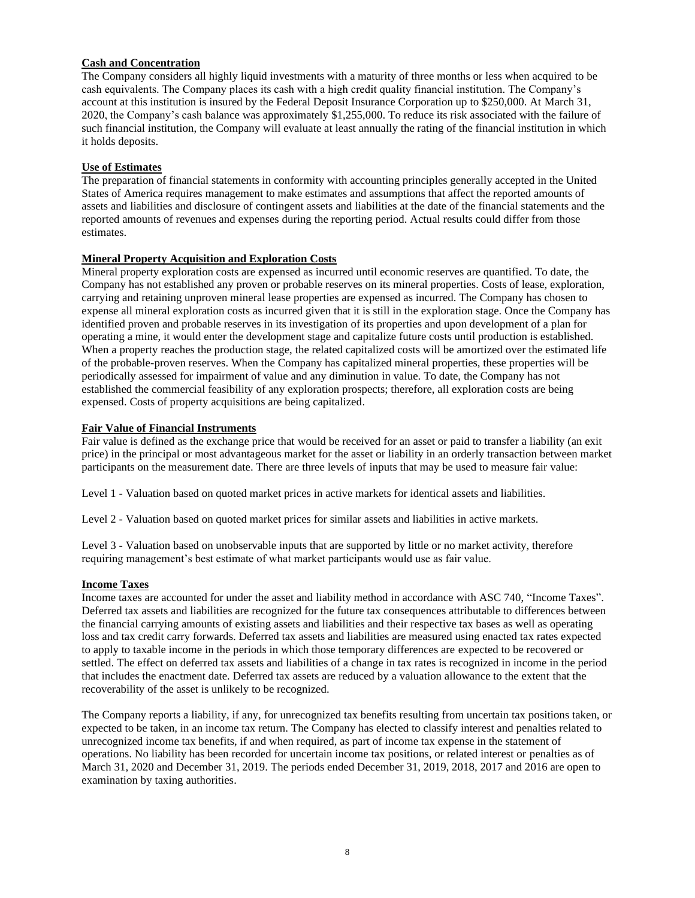**Cash and Concentration**

The Company considers all highly liquid investments with a maturity of three months or less when acquired to be cash equivalents. The Company places its cash with a high credit quality financial institution. The Company's account at this institution is insured by the Federal Deposit Insurance Corporation up to $250,000. At March 31, 2020, the Company's cash balance was approximately $1,255,000. To reduce its risk associated with the failure of such financial institution, the Company will evaluate at least annually the rating of the financial institution in which it holds deposits.

**Use of Estimates**

The preparation of financial statements in conformity with accounting principles generally accepted in the United States of America requires management to make estimates and assumptions that affect the reported amounts of assets and liabilities and disclosure of contingent assets and liabilities at the date of the financial statements and the reported amounts of revenues and expenses during the reporting period. Actual results could differ from those estimates.

**Mineral Property Acquisition and Exploration Costs**

Mineral property exploration costs are expensed as incurred until economic reserves are quantified. To date, the Company has not established any proven or probable reserves on its mineral properties. Costs of lease, exploration, carrying and retaining unproven mineral lease properties are expensed as incurred. The Company has chosen to expense all mineral exploration costs as incurred given that it is still in the exploration stage. Once the Company has identified proven and probable reserves in its investigation of its properties and upon development of a plan for operating a mine, it would enter the development stage and capitalize future costs until production is established. When a property reaches the production stage, the related capitalized costs will be amortized over the estimated life of the probable-proven reserves. When the Company has capitalized mineral properties, these properties will be periodically assessed for impairment of value and any diminution in value. To date, the Company has not established the commercial feasibility of any exploration prospects; therefore, all exploration costs are being expensed. Costs of property acquisitions are being capitalized.

**Fair Value of Financial Instruments**

Fair value is defined as the exchange price that would be received for an asset or paid to transfer a liability (an exit price) in the principal or most advantageous market for the asset or liability in an orderly transaction between market participants on the measurement date. There are three levels of inputs that may be used to measure fair value:

Level 1 - Valuation based on quoted market prices in active markets for identical assets and liabilities.

Level 2 - Valuation based on quoted market prices for similar assets and liabilities in active markets.

Level 3 - Valuation based on unobservable inputs that are supported by little or no market activity, therefore requiring management's best estimate of what market participants would use as fair value.

**Income Taxes**

Income taxes are accounted for under the asset and liability method in accordance with ASC 740, "Income Taxes". Deferred tax assets and liabilities are recognized for the future tax consequences attributable to differences between the financial carrying amounts of existing assets and liabilities and their respective tax bases as well as operating loss and tax credit carry forwards. Deferred tax assets and liabilities are measured using enacted tax rates expected to apply to taxable income in the periods in which those temporary differences are expected to be recovered or settled. The effect on deferred tax assets and liabilities of a change in tax rates is recognized in income in the period that includes the enactment date. Deferred tax assets are reduced by a valuation allowance to the extent that the recoverability of the asset is unlikely to be recognized.

The Company reports a liability, if any, for unrecognized tax benefits resulting from uncertain tax positions taken, or expected to be taken, in an income tax return. The Company has elected to classify interest and penalties related to unrecognized income tax benefits, if and when required, as part of income tax expense in the statement of operations. No liability has been recorded for uncertain income tax positions, or related interest or penalties as of March 31, 2020 and December 31, 2019. The periods ended December 31, 2019, 2018, 2017 and 2016 are open to examination by taxing authorities.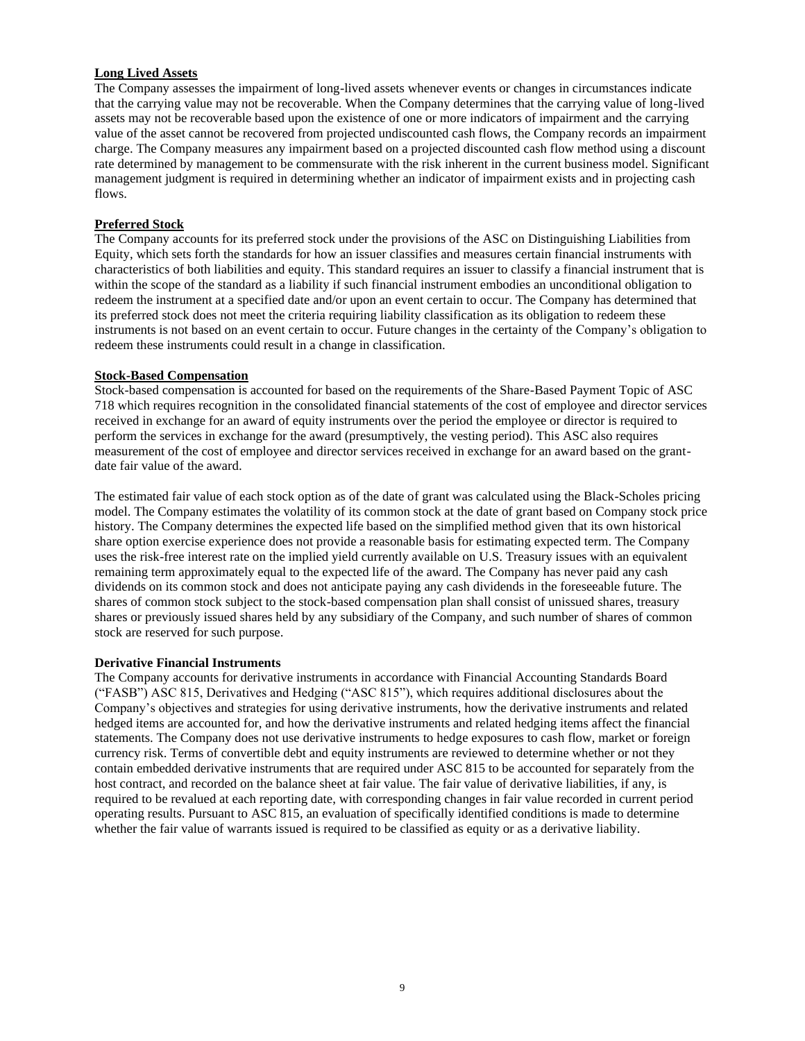**Long Lived Assets**

The Company assesses the impairment of long-lived assets whenever events or changes in circumstances indicate that the carrying value may not be recoverable. When the Company determines that the carrying value of long-lived assets may not be recoverable based upon the existence of one or more indicators of impairment and the carrying value of the asset cannot be recovered from projected undiscounted cash flows, the Company records an impairment charge. The Company measures any impairment based on a projected discounted cash flow method using a discount rate determined by management to be commensurate with the risk inherent in the current business model. Significant management judgment is required in determining whether an indicator of impairment exists and in projecting cash flows.

**Preferred Stock**

The Company accounts for its preferred stock under the provisions of the ASC on Distinguishing Liabilities from Equity, which sets forth the standards for how an issuer classifies and measures certain financial instruments with characteristics of both liabilities and equity. This standard requires an issuer to classify a financial instrument that is within the scope of the standard as a liability if such financial instrument embodies an unconditional obligation to redeem the instrument at a specified date and/or upon an event certain to occur. The Company has determined that its preferred stock does not meet the criteria requiring liability classification as its obligation to redeem these instruments is not based on an event certain to occur. Future changes in the certainty of the Company's obligation to redeem these instruments could result in a change in classification.

**Stock-Based Compensation**

Stock-based compensation is accounted for based on the requirements of the Share-Based Payment Topic of ASC 718 which requires recognition in the consolidated financial statements of the cost of employee and director services received in exchange for an award of equity instruments over the period the employee or director is required to perform the services in exchange for the award (presumptively, the vesting period). This ASC also requires measurement of the cost of employee and director services received in exchange for an award based on the grant-date fair value of the award.

The estimated fair value of each stock option as of the date of grant was calculated using the Black-Scholes pricing model. The Company estimates the volatility of its common stock at the date of grant based on Company stock price history. The Company determines the expected life based on the simplified method given that its own historical share option exercise experience does not provide a reasonable basis for estimating expected term. The Company uses the risk-free interest rate on the implied yield currently available on U.S. Treasury issues with an equivalent remaining term approximately equal to the expected life of the award. The Company has never paid any cash dividends on its common stock and does not anticipate paying any cash dividends in the foreseeable future. The shares of common stock subject to the stock-based compensation plan shall consist of unissued shares, treasury shares or previously issued shares held by any subsidiary of the Company, and such number of shares of common stock are reserved for such purpose.

**Derivative Financial Instruments**

The Company accounts for derivative instruments in accordance with Financial Accounting Standards Board ("FASB") ASC 815, Derivatives and Hedging ("ASC 815"), which requires additional disclosures about the Company's objectives and strategies for using derivative instruments, how the derivative instruments and related hedged items are accounted for, and how the derivative instruments and related hedging items affect the financial statements. The Company does not use derivative instruments to hedge exposures to cash flow, market or foreign currency risk. Terms of convertible debt and equity instruments are reviewed to determine whether or not they contain embedded derivative instruments that are required under ASC 815 to be accounted for separately from the host contract, and recorded on the balance sheet at fair value. The fair value of derivative liabilities, if any, is required to be revalued at each reporting date, with corresponding changes in fair value recorded in current period operating results. Pursuant to ASC 815, an evaluation of specifically identified conditions is made to determine whether the fair value of warrants issued is required to be classified as equity or as a derivative liability.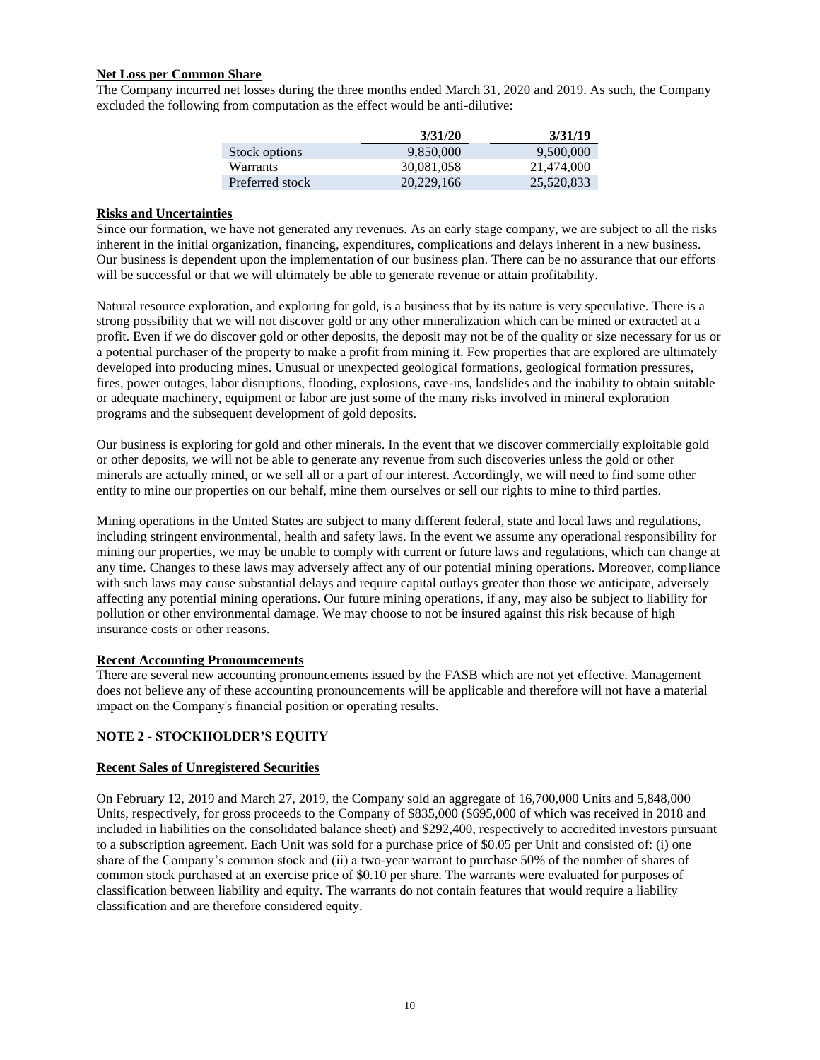**Net Loss per Common Share**

The Company incurred net losses during the three months ended March 31, 2020 and 2019. As such, the Company excluded the following from computation as the effect would be anti-dilutive:

| | 3/31/20 | 3/31/19 |
|---|---|---|
| Stock options | 9,850,000 | 9,500,000 |
| Warrants | 30,081,058 | 21,474,000 |
| Preferred stock | 20,229,166 | 25,520,833 |

**Risks and Uncertainties**

Since our formation, we have not generated any revenues. As an early stage company, we are subject to all the risks inherent in the initial organization, financing, expenditures, complications and delays inherent in a new business. Our business is dependent upon the implementation of our business plan. There can be no assurance that our efforts will be successful or that we will ultimately be able to generate revenue or attain profitability.

Natural resource exploration, and exploring for gold, is a business that by its nature is very speculative. There is a strong possibility that we will not discover gold or any other mineralization which can be mined or extracted at a profit. Even if we do discover gold or other deposits, the deposit may not be of the quality or size necessary for us or a potential purchaser of the property to make a profit from mining it. Few properties that are explored are ultimately developed into producing mines. Unusual or unexpected geological formations, geological formation pressures, fires, power outages, labor disruptions, flooding, explosions, cave-ins, landslides and the inability to obtain suitable or adequate machinery, equipment or labor are just some of the many risks involved in mineral exploration programs and the subsequent development of gold deposits.

Our business is exploring for gold and other minerals. In the event that we discover commercially exploitable gold or other deposits, we will not be able to generate any revenue from such discoveries unless the gold or other minerals are actually mined, or we sell all or a part of our interest. Accordingly, we will need to find some other entity to mine our properties on our behalf, mine them ourselves or sell our rights to mine to third parties.

Mining operations in the United States are subject to many different federal, state and local laws and regulations, including stringent environmental, health and safety laws. In the event we assume any operational responsibility for mining our properties, we may be unable to comply with current or future laws and regulations, which can change at any time. Changes to these laws may adversely affect any of our potential mining operations. Moreover, compliance with such laws may cause substantial delays and require capital outlays greater than those we anticipate, adversely affecting any potential mining operations. Our future mining operations, if any, may also be subject to liability for pollution or other environmental damage. We may choose to not be insured against this risk because of high insurance costs or other reasons.

**Recent Accounting Pronouncements**

There are several new accounting pronouncements issued by the FASB which are not yet effective. Management does not believe any of these accounting pronouncements will be applicable and therefore will not have a material impact on the Company's financial position or operating results.

## NOTE 2 - STOCKHOLDER'S EQUITY

**Recent Sales of Unregistered Securities**

On February 12, 2019 and March 27, 2019, the Company sold an aggregate of 16,700,000 Units and 5,848,000 Units, respectively, for gross proceeds to the Company of $835,000 ($695,000 of which was received in 2018 and included in liabilities on the consolidated balance sheet) and $292,400, respectively to accredited investors pursuant to a subscription agreement. Each Unit was sold for a purchase price of $0.05 per Unit and consisted of: (i) one share of the Company's common stock and (ii) a two-year warrant to purchase 50% of the number of shares of common stock purchased at an exercise price of $0.10 per share. The warrants were evaluated for purposes of classification between liability and equity. The warrants do not contain features that would require a liability classification and are therefore considered equity.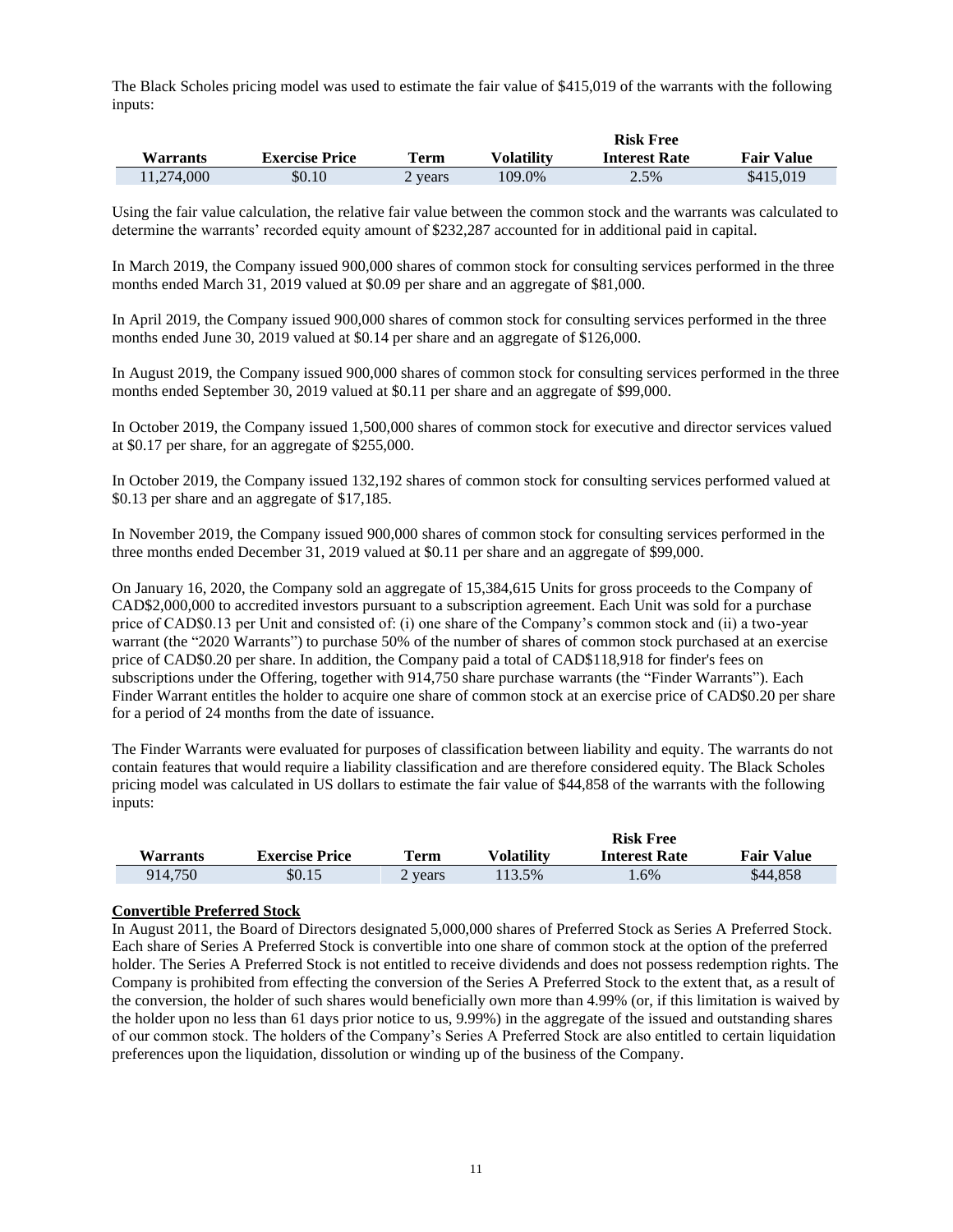The Black Scholes pricing model was used to estimate the fair value of $415,019 of the warrants with the following inputs:

| Warrants | Exercise Price | Term | Volatility | Risk Free Interest Rate | Fair Value |
|---|---|---|---|---|---|
| 11,274,000 | $0.10 | 2 years | 109.0% | 2.5% | $415,019 |

Using the fair value calculation, the relative fair value between the common stock and the warrants was calculated to determine the warrants' recorded equity amount of $232,287 accounted for in additional paid in capital.

In March 2019, the Company issued 900,000 shares of common stock for consulting services performed in the three months ended March 31, 2019 valued at $0.09 per share and an aggregate of $81,000.

In April 2019, the Company issued 900,000 shares of common stock for consulting services performed in the three months ended June 30, 2019 valued at $0.14 per share and an aggregate of $126,000.

In August 2019, the Company issued 900,000 shares of common stock for consulting services performed in the three months ended September 30, 2019 valued at $0.11 per share and an aggregate of $99,000.

In October 2019, the Company issued 1,500,000 shares of common stock for executive and director services valued at $0.17 per share, for an aggregate of $255,000.

In October 2019, the Company issued 132,192 shares of common stock for consulting services performed valued at $0.13 per share and an aggregate of $17,185.

In November 2019, the Company issued 900,000 shares of common stock for consulting services performed in the three months ended December 31, 2019 valued at $0.11 per share and an aggregate of $99,000.

On January 16, 2020, the Company sold an aggregate of 15,384,615 Units for gross proceeds to the Company of CAD$2,000,000 to accredited investors pursuant to a subscription agreement. Each Unit was sold for a purchase price of CAD$0.13 per Unit and consisted of: (i) one share of the Company's common stock and (ii) a two-year warrant (the "2020 Warrants") to purchase 50% of the number of shares of common stock purchased at an exercise price of CAD$0.20 per share. In addition, the Company paid a total of CAD$118,918 for finder's fees on subscriptions under the Offering, together with 914,750 share purchase warrants (the "Finder Warrants"). Each Finder Warrant entitles the holder to acquire one share of common stock at an exercise price of CAD$0.20 per share for a period of 24 months from the date of issuance.

The Finder Warrants were evaluated for purposes of classification between liability and equity. The warrants do not contain features that would require a liability classification and are therefore considered equity. The Black Scholes pricing model was calculated in US dollars to estimate the fair value of $44,858 of the warrants with the following inputs:

| Warrants | Exercise Price | Term | Volatility | Risk Free Interest Rate | Fair Value |
|---|---|---|---|---|---|
| 914,750 | $0.15 | 2 years | 113.5% | 1.6% | $44,858 |

**Convertible Preferred Stock**

In August 2011, the Board of Directors designated 5,000,000 shares of Preferred Stock as Series A Preferred Stock. Each share of Series A Preferred Stock is convertible into one share of common stock at the option of the preferred holder. The Series A Preferred Stock is not entitled to receive dividends and does not possess redemption rights. The Company is prohibited from effecting the conversion of the Series A Preferred Stock to the extent that, as a result of the conversion, the holder of such shares would beneficially own more than 4.99% (or, if this limitation is waived by the holder upon no less than 61 days prior notice to us, 9.99%) in the aggregate of the issued and outstanding shares of our common stock. The holders of the Company's Series A Preferred Stock are also entitled to certain liquidation preferences upon the liquidation, dissolution or winding up of the business of the Company.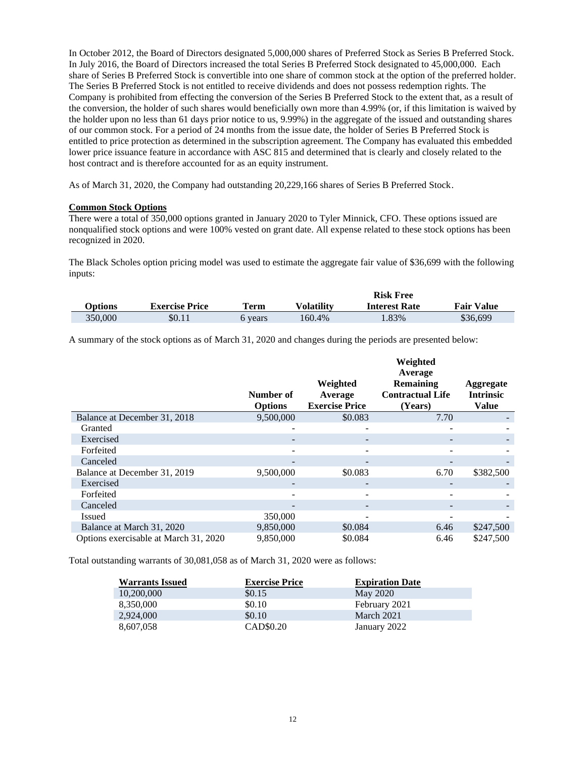In October 2012, the Board of Directors designated 5,000,000 shares of Preferred Stock as Series B Preferred Stock. In July 2016, the Board of Directors increased the total Series B Preferred Stock designated to 45,000,000. Each share of Series B Preferred Stock is convertible into one share of common stock at the option of the preferred holder. The Series B Preferred Stock is not entitled to receive dividends and does not possess redemption rights. The Company is prohibited from effecting the conversion of the Series B Preferred Stock to the extent that, as a result of the conversion, the holder of such shares would beneficially own more than 4.99% (or, if this limitation is waived by the holder upon no less than 61 days prior notice to us, 9.99%) in the aggregate of the issued and outstanding shares of our common stock. For a period of 24 months from the issue date, the holder of Series B Preferred Stock is entitled to price protection as determined in the subscription agreement. The Company has evaluated this embedded lower price issuance feature in accordance with ASC 815 and determined that is clearly and closely related to the host contract and is therefore accounted for as an equity instrument.

As of March 31, 2020, the Company had outstanding 20,229,166 shares of Series B Preferred Stock.

**Common Stock Options**

There were a total of 350,000 options granted in January 2020 to Tyler Minnick, CFO. These options issued are nonqualified stock options and were 100% vested on grant date. All expense related to these stock options has been recognized in 2020.

The Black Scholes option pricing model was used to estimate the aggregate fair value of $36,699 with the following inputs:

| Options | Exercise Price | Term | Volatility | Risk Free Interest Rate | Fair Value |
|---|---|---|---|---|---|
| 350,000 | $0.11 | 6 years | 160.4% | 1.83% | $36,699 |

A summary of the stock options as of March 31, 2020 and changes during the periods are presented below:

| | Number of Options | Weighted Average Exercise Price | Weighted Average Remaining Contractual Life (Years) | Aggregate Intrinsic Value |
|---|---|---|---|---|
| Balance at December 31, 2018 | 9,500,000 | $0.083 | 7.70 | - |
| Granted | - | - | - | - |
| Exercised | - | - | - | - |
| Forfeited | - | - | - | - |
| Canceled | - | - | - | - |
| Balance at December 31, 2019 | 9,500,000 | $0.083 | 6.70 | $382,500 |
| Exercised | - | - | - | - |
| Forfeited | - | - | - | - |
| Canceled | - | - | - | - |
| Issued | 350,000 | - | - | - |
| Balance at March 31, 2020 | 9,850,000 | $0.084 | 6.46 | $247,500 |
| Options exercisable at March 31, 2020 | 9,850,000 | $0.084 | 6.46 | $247,500 |

Total outstanding warrants of 30,081,058 as of March 31, 2020 were as follows:

| Warrants Issued | Exercise Price | Expiration Date |
|---|---|---|
| 10,200,000 | $0.15 | May 2020 |
| 8,350,000 | $0.10 | February 2021 |
| 2,924,000 | $0.10 | March 2021 |
| 8,607,058 | CAD$0.20 | January 2022 |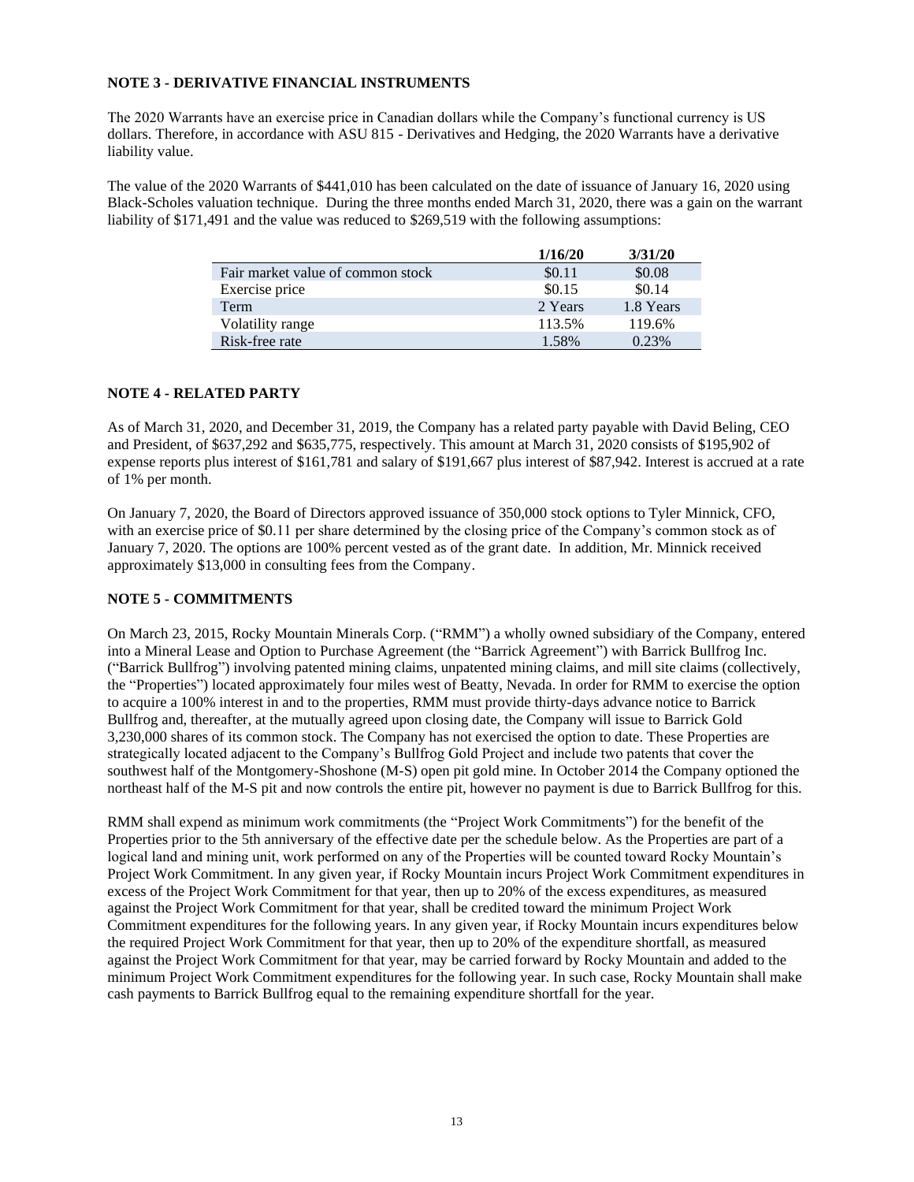**NOTE 3 - DERIVATIVE FINANCIAL INSTRUMENTS**

The 2020 Warrants have an exercise price in Canadian dollars while the Company's functional currency is US dollars. Therefore, in accordance with ASU 815 - Derivatives and Hedging, the 2020 Warrants have a derivative liability value.

The value of the 2020 Warrants of $441,010 has been calculated on the date of issuance of January 16, 2020 using Black-Scholes valuation technique. During the three months ended March 31, 2020, there was a gain on the warrant liability of $171,491 and the value was reduced to $269,519 with the following assumptions:

| | 1/16/20 | 3/31/20 |
|---|---|---|
| Fair market value of common stock | $0.11 | $0.08 |
| Exercise price | $0.15 | $0.14 |
| Term | 2 Years | 1.8 Years |
| Volatility range | 113.5% | 119.6% |
| Risk-free rate | 1.58% | 0.23% |

**NOTE 4 - RELATED PARTY**

As of March 31, 2020, and December 31, 2019, the Company has a related party payable with David Beling, CEO and President, of $637,292 and $635,775, respectively. This amount at March 31, 2020 consists of $195,902 of expense reports plus interest of $161,781 and salary of $191,667 plus interest of $87,942. Interest is accrued at a rate of 1% per month.

On January 7, 2020, the Board of Directors approved issuance of 350,000 stock options to Tyler Minnick, CFO, with an exercise price of $0.11 per share determined by the closing price of the Company's common stock as of January 7, 2020. The options are 100% percent vested as of the grant date. In addition, Mr. Minnick received approximately $13,000 in consulting fees from the Company.

**NOTE 5 - COMMITMENTS**

On March 23, 2015, Rocky Mountain Minerals Corp. ("RMM") a wholly owned subsidiary of the Company, entered into a Mineral Lease and Option to Purchase Agreement (the "Barrick Agreement") with Barrick Bullfrog Inc. ("Barrick Bullfrog") involving patented mining claims, unpatented mining claims, and mill site claims (collectively, the "Properties") located approximately four miles west of Beatty, Nevada. In order for RMM to exercise the option to acquire a 100% interest in and to the properties, RMM must provide thirty-days advance notice to Barrick Bullfrog and, thereafter, at the mutually agreed upon closing date, the Company will issue to Barrick Gold 3,230,000 shares of its common stock. The Company has not exercised the option to date. These Properties are strategically located adjacent to the Company's Bullfrog Gold Project and include two patents that cover the southwest half of the Montgomery-Shoshone (M-S) open pit gold mine. In October 2014 the Company optioned the northeast half of the M-S pit and now controls the entire pit, however no payment is due to Barrick Bullfrog for this.

RMM shall expend as minimum work commitments (the "Project Work Commitments") for the benefit of the Properties prior to the 5th anniversary of the effective date per the schedule below. As the Properties are part of a logical land and mining unit, work performed on any of the Properties will be counted toward Rocky Mountain's Project Work Commitment. In any given year, if Rocky Mountain incurs Project Work Commitment expenditures in excess of the Project Work Commitment for that year, then up to 20% of the excess expenditures, as measured against the Project Work Commitment for that year, shall be credited toward the minimum Project Work Commitment expenditures for the following years. In any given year, if Rocky Mountain incurs expenditures below the required Project Work Commitment for that year, then up to 20% of the expenditure shortfall, as measured against the Project Work Commitment for that year, may be carried forward by Rocky Mountain and added to the minimum Project Work Commitment expenditures for the following year. In such case, Rocky Mountain shall make cash payments to Barrick Bullfrog equal to the remaining expenditure shortfall for the year.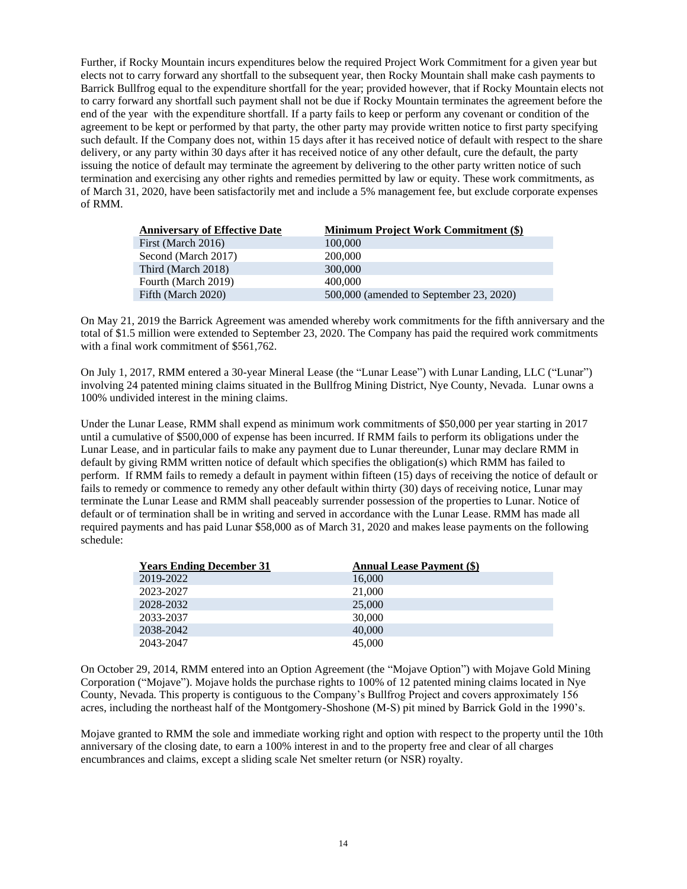Further, if Rocky Mountain incurs expenditures below the required Project Work Commitment for a given year but elects not to carry forward any shortfall to the subsequent year, then Rocky Mountain shall make cash payments to Barrick Bullfrog equal to the expenditure shortfall for the year; provided however, that if Rocky Mountain elects not to carry forward any shortfall such payment shall not be due if Rocky Mountain terminates the agreement before the end of the year with the expenditure shortfall. If a party fails to keep or perform any covenant or condition of the agreement to be kept or performed by that party, the other party may provide written notice to first party specifying such default. If the Company does not, within 15 days after it has received notice of default with respect to the share delivery, or any party within 30 days after it has received notice of any other default, cure the default, the party issuing the notice of default may terminate the agreement by delivering to the other party written notice of such termination and exercising any other rights and remedies permitted by law or equity. These work commitments, as of March 31, 2020, have been satisfactorily met and include a 5% management fee, but exclude corporate expenses of RMM.

| Anniversary of Effective Date | Minimum Project Work Commitment ($) |
|---|---|
| First (March 2016) | 100,000 |
| Second (March 2017) | 200,000 |
| Third (March 2018) | 300,000 |
| Fourth (March 2019) | 400,000 |
| Fifth (March 2020) | 500,000 (amended to September 23, 2020) |

On May 21, 2019 the Barrick Agreement was amended whereby work commitments for the fifth anniversary and the total of $1.5 million were extended to September 23, 2020. The Company has paid the required work commitments with a final work commitment of $561,762.

On July 1, 2017, RMM entered a 30-year Mineral Lease (the "Lunar Lease") with Lunar Landing, LLC ("Lunar") involving 24 patented mining claims situated in the Bullfrog Mining District, Nye County, Nevada. Lunar owns a 100% undivided interest in the mining claims.

Under the Lunar Lease, RMM shall expend as minimum work commitments of $50,000 per year starting in 2017 until a cumulative of $500,000 of expense has been incurred. If RMM fails to perform its obligations under the Lunar Lease, and in particular fails to make any payment due to Lunar thereunder, Lunar may declare RMM in default by giving RMM written notice of default which specifies the obligation(s) which RMM has failed to perform. If RMM fails to remedy a default in payment within fifteen (15) days of receiving the notice of default or fails to remedy or commence to remedy any other default within thirty (30) days of receiving notice, Lunar may terminate the Lunar Lease and RMM shall peaceably surrender possession of the properties to Lunar. Notice of default or of termination shall be in writing and served in accordance with the Lunar Lease. RMM has made all required payments and has paid Lunar $58,000 as of March 31, 2020 and makes lease payments on the following schedule:

| Years Ending December 31 | Annual Lease Payment ($) |
|---|---|
| 2019-2022 | 16,000 |
| 2023-2027 | 21,000 |
| 2028-2032 | 25,000 |
| 2033-2037 | 30,000 |
| 2038-2042 | 40,000 |
| 2043-2047 | 45,000 |

On October 29, 2014, RMM entered into an Option Agreement (the "Mojave Option") with Mojave Gold Mining Corporation ("Mojave"). Mojave holds the purchase rights to 100% of 12 patented mining claims located in Nye County, Nevada. This property is contiguous to the Company's Bullfrog Project and covers approximately 156 acres, including the northeast half of the Montgomery-Shoshone (M-S) pit mined by Barrick Gold in the 1990's.

Mojave granted to RMM the sole and immediate working right and option with respect to the property until the 10th anniversary of the closing date, to earn a 100% interest in and to the property free and clear of all charges encumbrances and claims, except a sliding scale Net smelter return (or NSR) royalty.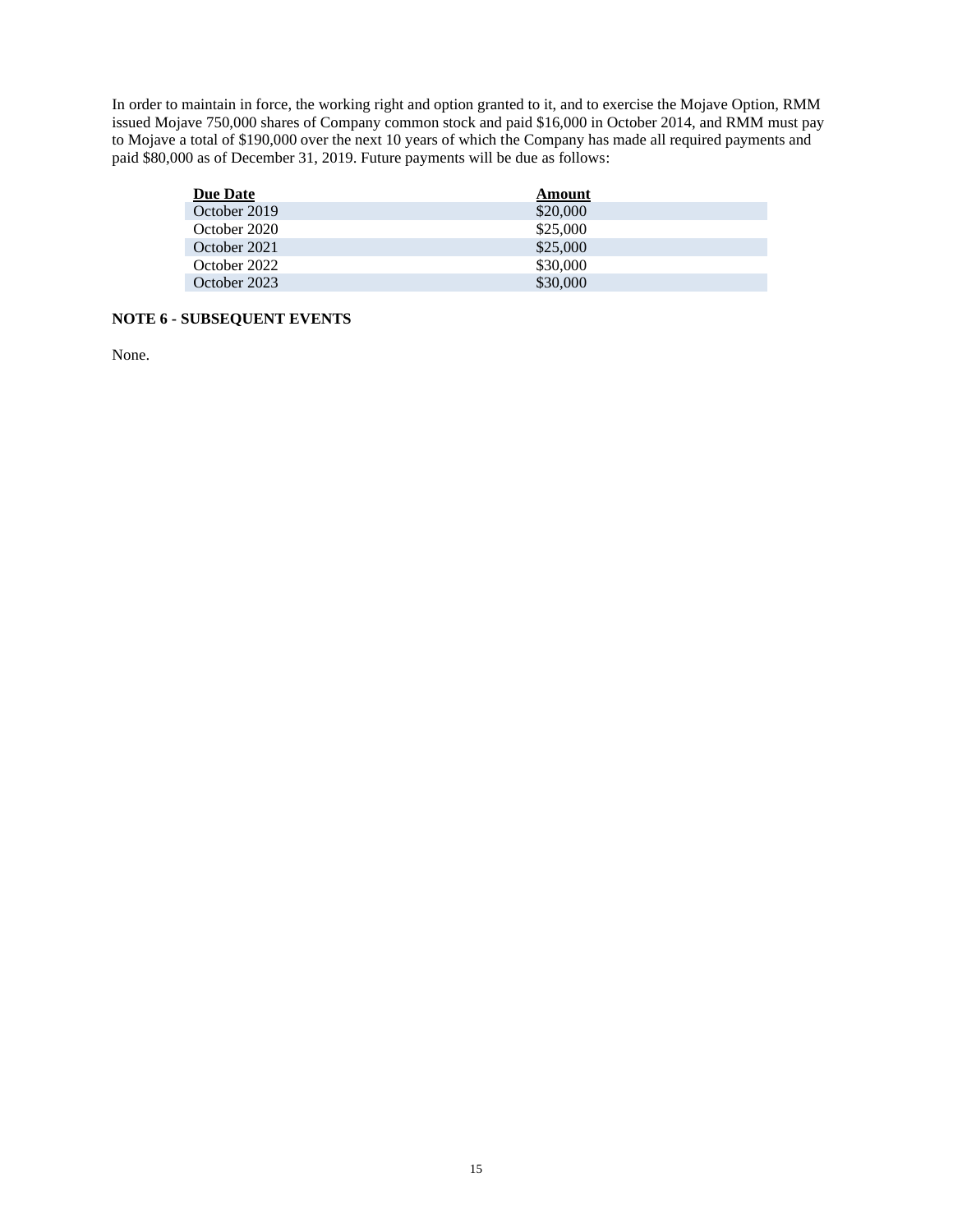In order to maintain in force, the working right and option granted to it, and to exercise the Mojave Option, RMM issued Mojave 750,000 shares of Company common stock and paid $16,000 in October 2014, and RMM must pay to Mojave a total of $190,000 over the next 10 years of which the Company has made all required payments and paid $80,000 as of December 31, 2019. Future payments will be due as follows:

| Due Date | Amount |
| --- | --- |
| October 2019 | $20,000 |
| October 2020 | $25,000 |
| October 2021 | $25,000 |
| October 2022 | $30,000 |
| October 2023 | $30,000 |

**NOTE 6 - SUBSEQUENT EVENTS**

None.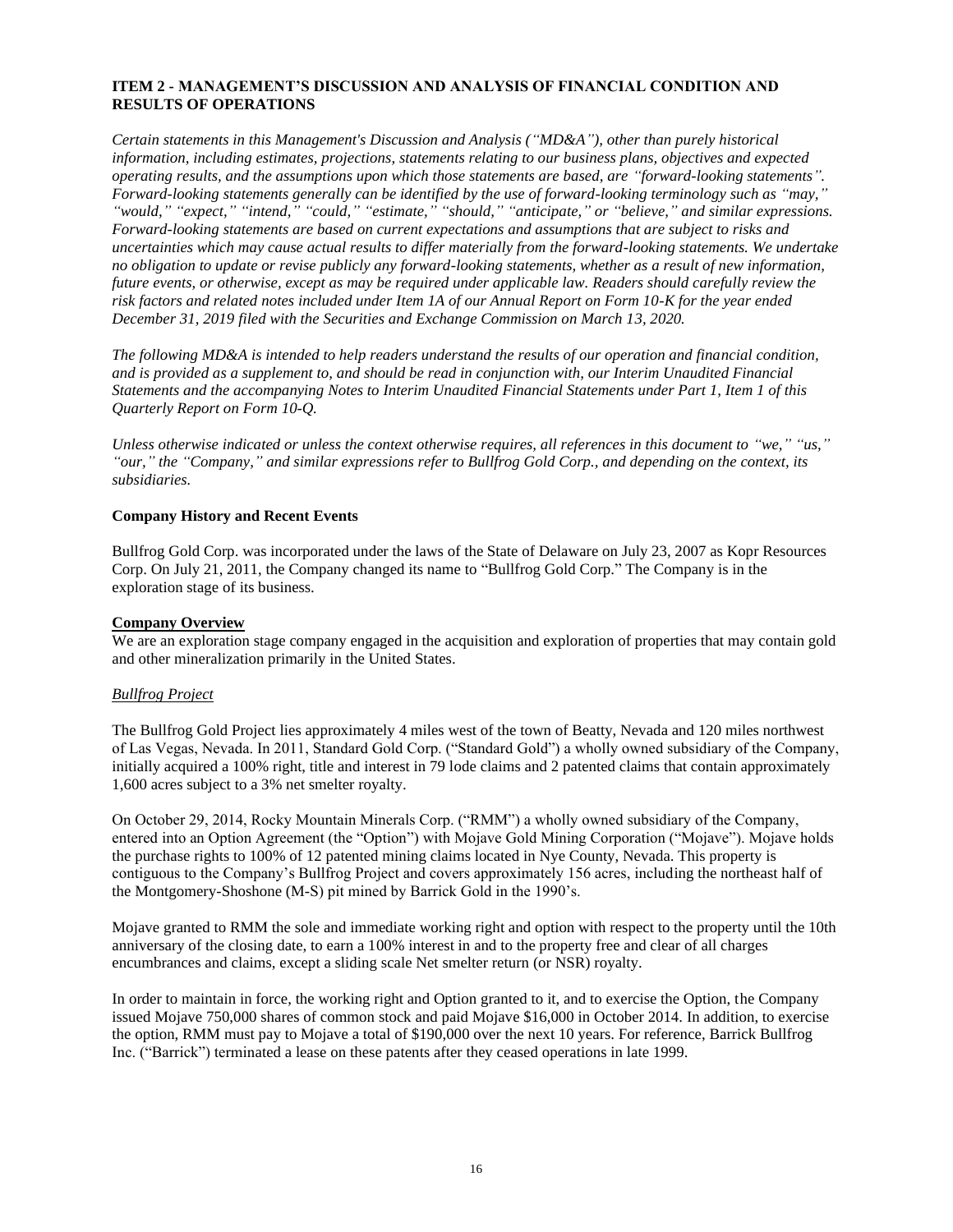## ITEM 2 - MANAGEMENT'S DISCUSSION AND ANALYSIS OF FINANCIAL CONDITION AND RESULTS OF OPERATIONS

*Certain statements in this Management's Discussion and Analysis ("MD&A"), other than purely historical information, including estimates, projections, statements relating to our business plans, objectives and expected operating results, and the assumptions upon which those statements are based, are "forward-looking statements". Forward-looking statements generally can be identified by the use of forward-looking terminology such as "may," "would," "expect," "intend," "could," "estimate," "should," "anticipate," or "believe," and similar expressions. Forward-looking statements are based on current expectations and assumptions that are subject to risks and uncertainties which may cause actual results to differ materially from the forward-looking statements. We undertake no obligation to update or revise publicly any forward-looking statements, whether as a result of new information, future events, or otherwise, except as may be required under applicable law. Readers should carefully review the risk factors and related notes included under Item 1A of our Annual Report on Form 10-K for the year ended December 31, 2019 filed with the Securities and Exchange Commission on March 13, 2020.*

*The following MD&A is intended to help readers understand the results of our operation and financial condition, and is provided as a supplement to, and should be read in conjunction with, our Interim Unaudited Financial Statements and the accompanying Notes to Interim Unaudited Financial Statements under Part 1, Item 1 of this Quarterly Report on Form 10-Q.*

*Unless otherwise indicated or unless the context otherwise requires, all references in this document to "we," "us," "our," the "Company," and similar expressions refer to Bullfrog Gold Corp., and depending on the context, its subsidiaries.*

**Company History and Recent Events**

Bullfrog Gold Corp. was incorporated under the laws of the State of Delaware on July 23, 2007 as Kopr Resources Corp. On July 21, 2011, the Company changed its name to "Bullfrog Gold Corp." The Company is in the exploration stage of its business.

**Company Overview**

We are an exploration stage company engaged in the acquisition and exploration of properties that may contain gold and other mineralization primarily in the United States.

*Bullfrog Project*

The Bullfrog Gold Project lies approximately 4 miles west of the town of Beatty, Nevada and 120 miles northwest of Las Vegas, Nevada. In 2011, Standard Gold Corp. ("Standard Gold") a wholly owned subsidiary of the Company, initially acquired a 100% right, title and interest in 79 lode claims and 2 patented claims that contain approximately 1,600 acres subject to a 3% net smelter royalty.

On October 29, 2014, Rocky Mountain Minerals Corp. ("RMM") a wholly owned subsidiary of the Company, entered into an Option Agreement (the "Option") with Mojave Gold Mining Corporation ("Mojave"). Mojave holds the purchase rights to 100% of 12 patented mining claims located in Nye County, Nevada. This property is contiguous to the Company's Bullfrog Project and covers approximately 156 acres, including the northeast half of the Montgomery-Shoshone (M-S) pit mined by Barrick Gold in the 1990's.

Mojave granted to RMM the sole and immediate working right and option with respect to the property until the 10th anniversary of the closing date, to earn a 100% interest in and to the property free and clear of all charges encumbrances and claims, except a sliding scale Net smelter return (or NSR) royalty.

In order to maintain in force, the working right and Option granted to it, and to exercise the Option, the Company issued Mojave 750,000 shares of common stock and paid Mojave $16,000 in October 2014. In addition, to exercise the option, RMM must pay to Mojave a total of $190,000 over the next 10 years. For reference, Barrick Bullfrog Inc. ("Barrick") terminated a lease on these patents after they ceased operations in late 1999.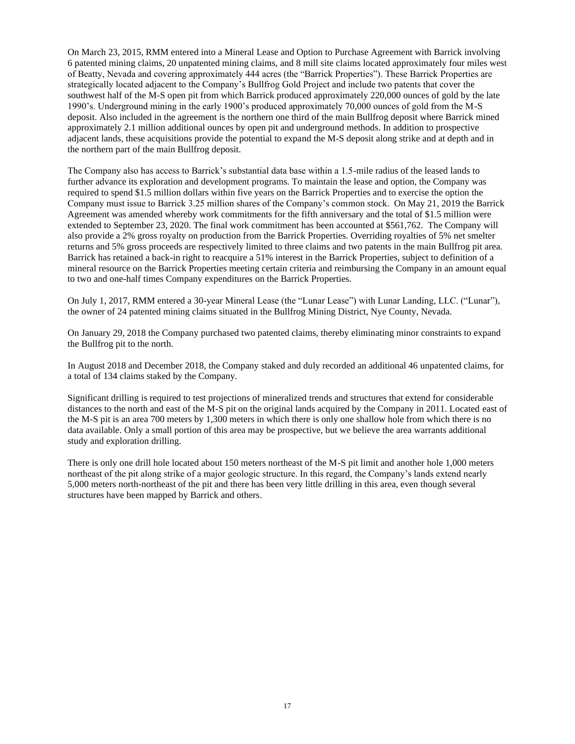On March 23, 2015, RMM entered into a Mineral Lease and Option to Purchase Agreement with Barrick involving 6 patented mining claims, 20 unpatented mining claims, and 8 mill site claims located approximately four miles west of Beatty, Nevada and covering approximately 444 acres (the "Barrick Properties"). These Barrick Properties are strategically located adjacent to the Company's Bullfrog Gold Project and include two patents that cover the southwest half of the M-S open pit from which Barrick produced approximately 220,000 ounces of gold by the late 1990's. Underground mining in the early 1900's produced approximately 70,000 ounces of gold from the M-S deposit. Also included in the agreement is the northern one third of the main Bullfrog deposit where Barrick mined approximately 2.1 million additional ounces by open pit and underground methods. In addition to prospective adjacent lands, these acquisitions provide the potential to expand the M-S deposit along strike and at depth and in the northern part of the main Bullfrog deposit.

The Company also has access to Barrick's substantial data base within a 1.5-mile radius of the leased lands to further advance its exploration and development programs. To maintain the lease and option, the Company was required to spend $1.5 million dollars within five years on the Barrick Properties and to exercise the option the Company must issue to Barrick 3.25 million shares of the Company's common stock. On May 21, 2019 the Barrick Agreement was amended whereby work commitments for the fifth anniversary and the total of $1.5 million were extended to September 23, 2020. The final work commitment has been accounted at $561,762. The Company will also provide a 2% gross royalty on production from the Barrick Properties. Overriding royalties of 5% net smelter returns and 5% gross proceeds are respectively limited to three claims and two patents in the main Bullfrog pit area. Barrick has retained a back-in right to reacquire a 51% interest in the Barrick Properties, subject to definition of a mineral resource on the Barrick Properties meeting certain criteria and reimbursing the Company in an amount equal to two and one-half times Company expenditures on the Barrick Properties.

On July 1, 2017, RMM entered a 30-year Mineral Lease (the "Lunar Lease") with Lunar Landing, LLC. ("Lunar"), the owner of 24 patented mining claims situated in the Bullfrog Mining District, Nye County, Nevada.

On January 29, 2018 the Company purchased two patented claims, thereby eliminating minor constraints to expand the Bullfrog pit to the north.

In August 2018 and December 2018, the Company staked and duly recorded an additional 46 unpatented claims, for a total of 134 claims staked by the Company.

Significant drilling is required to test projections of mineralized trends and structures that extend for considerable distances to the north and east of the M-S pit on the original lands acquired by the Company in 2011. Located east of the M-S pit is an area 700 meters by 1,300 meters in which there is only one shallow hole from which there is no data available. Only a small portion of this area may be prospective, but we believe the area warrants additional study and exploration drilling.

There is only one drill hole located about 150 meters northeast of the M-S pit limit and another hole 1,000 meters northeast of the pit along strike of a major geologic structure. In this regard, the Company's lands extend nearly 5,000 meters north-northeast of the pit and there has been very little drilling in this area, even though several structures have been mapped by Barrick and others.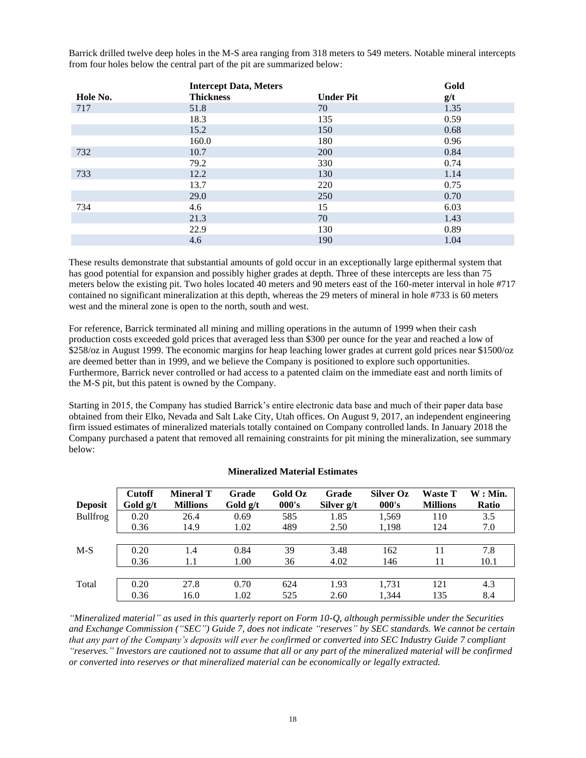Barrick drilled twelve deep holes in the M-S area ranging from 318 meters to 549 meters. Notable mineral intercepts from four holes below the central part of the pit are summarized below:

| | Intercept Data, Meters | | Gold |
|---|---|---|---|
| Hole No. | Thickness | Under Pit | g/t |
| 717 | 51.8 | 70 | 1.35 |
| | 18.3 | 135 | 0.59 |
| | 15.2 | 150 | 0.68 |
| | 160.0 | 180 | 0.96 |
| 732 | 10.7 | 200 | 0.84 |
| | 79.2 | 330 | 0.74 |
| 733 | 12.2 | 130 | 1.14 |
| | 13.7 | 220 | 0.75 |
| | 29.0 | 250 | 0.70 |
| 734 | 4.6 | 15 | 6.03 |
| | 21.3 | 70 | 1.43 |
| | 22.9 | 130 | 0.89 |
| | 4.6 | 190 | 1.04 |

These results demonstrate that substantial amounts of gold occur in an exceptionally large epithermal system that has good potential for expansion and possibly higher grades at depth. Three of these intercepts are less than 75 meters below the existing pit. Two holes located 40 meters and 90 meters east of the 160-meter interval in hole #717 contained no significant mineralization at this depth, whereas the 29 meters of mineral in hole #733 is 60 meters west and the mineral zone is open to the north, south and west.

For reference, Barrick terminated all mining and milling operations in the autumn of 1999 when their cash production costs exceeded gold prices that averaged less than $300 per ounce for the year and reached a low of $258/oz in August 1999. The economic margins for heap leaching lower grades at current gold prices near $1500/oz are deemed better than in 1999, and we believe the Company is positioned to explore such opportunities. Furthermore, Barrick never controlled or had access to a patented claim on the immediate east and north limits of the M-S pit, but this patent is owned by the Company.

Starting in 2015, the Company has studied Barrick's entire electronic data base and much of their paper data base obtained from their Elko, Nevada and Salt Lake City, Utah offices. On August 9, 2017, an independent engineering firm issued estimates of mineralized materials totally contained on Company controlled lands. In January 2018 the Company purchased a patent that removed all remaining constraints for pit mining the mineralization, see summary below:

**Mineralized Material Estimates**

| Deposit | Cutoff Gold g/t | Mineral T Millions | Grade Gold g/t | Gold Oz 000's | Grade Silver g/t | Silver Oz 000's | Waste T Millions | W : Min. Ratio |
|---|---|---|---|---|---|---|---|---|
| Bullfrog | 0.20 | 26.4 | 0.69 | 585 | 1.85 | 1,569 | 110 | 3.5 |
| | 0.36 | 14.9 | 1.02 | 489 | 2.50 | 1,198 | 124 | 7.0 |
| M-S | 0.20 | 1.4 | 0.84 | 39 | 3.48 | 162 | 11 | 7.8 |
| | 0.36 | 1.1 | 1.00 | 36 | 4.02 | 146 | 11 | 10.1 |
| Total | 0.20 | 27.8 | 0.70 | 624 | 1.93 | 1,731 | 121 | 4.3 |
| | 0.36 | 16.0 | 1.02 | 525 | 2.60 | 1,344 | 135 | 8.4 |

*"Mineralized material" as used in this quarterly report on Form 10-Q, although permissible under the Securities and Exchange Commission ("SEC") Guide 7, does not indicate "reserves" by SEC standards. We cannot be certain that any part of the Company's deposits will ever be confirmed or converted into SEC Industry Guide 7 compliant "reserves." Investors are cautioned not to assume that all or any part of the mineralized material will be confirmed or converted into reserves or that mineralized material can be economically or legally extracted.*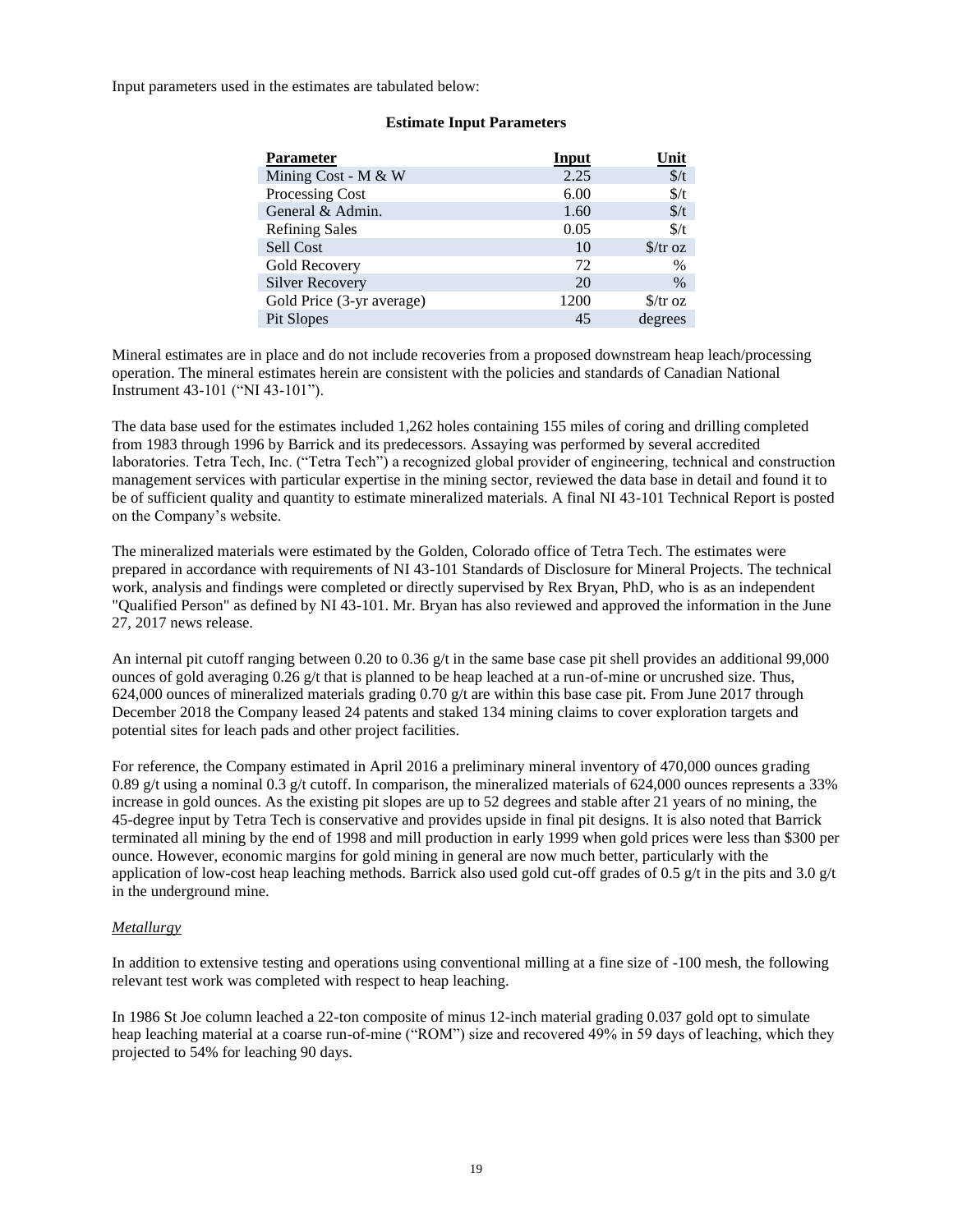Input parameters used in the estimates are tabulated below:

**Estimate Input Parameters**

| Parameter | Input | Unit |
|---|---|---|
| Mining Cost - M & W | 2.25 | $/t |
| Processing Cost | 6.00 | $/t |
| General & Admin. | 1.60 | $/t |
| Refining Sales | 0.05 | $/t |
| Sell Cost | 10 | $/tr oz |
| Gold Recovery | 72 | % |
| Silver Recovery | 20 | % |
| Gold Price (3-yr average) | 1200 | $/tr oz |
| Pit Slopes | 45 | degrees |

Mineral estimates are in place and do not include recoveries from a proposed downstream heap leach/processing operation. The mineral estimates herein are consistent with the policies and standards of Canadian National Instrument 43-101 ("NI 43-101").

The data base used for the estimates included 1,262 holes containing 155 miles of coring and drilling completed from 1983 through 1996 by Barrick and its predecessors. Assaying was performed by several accredited laboratories. Tetra Tech, Inc. ("Tetra Tech") a recognized global provider of engineering, technical and construction management services with particular expertise in the mining sector, reviewed the data base in detail and found it to be of sufficient quality and quantity to estimate mineralized materials. A final NI 43-101 Technical Report is posted on the Company's website.

The mineralized materials were estimated by the Golden, Colorado office of Tetra Tech. The estimates were prepared in accordance with requirements of NI 43-101 Standards of Disclosure for Mineral Projects. The technical work, analysis and findings were completed or directly supervised by Rex Bryan, PhD, who is as an independent "Qualified Person" as defined by NI 43-101. Mr. Bryan has also reviewed and approved the information in the June 27, 2017 news release.

An internal pit cutoff ranging between 0.20 to 0.36 g/t in the same base case pit shell provides an additional 99,000 ounces of gold averaging 0.26 g/t that is planned to be heap leached at a run-of-mine or uncrushed size. Thus, 624,000 ounces of mineralized materials grading 0.70 g/t are within this base case pit. From June 2017 through December 2018 the Company leased 24 patents and staked 134 mining claims to cover exploration targets and potential sites for leach pads and other project facilities.

For reference, the Company estimated in April 2016 a preliminary mineral inventory of 470,000 ounces grading 0.89 g/t using a nominal 0.3 g/t cutoff. In comparison, the mineralized materials of 624,000 ounces represents a 33% increase in gold ounces. As the existing pit slopes are up to 52 degrees and stable after 21 years of no mining, the 45-degree input by Tetra Tech is conservative and provides upside in final pit designs. It is also noted that Barrick terminated all mining by the end of 1998 and mill production in early 1999 when gold prices were less than $300 per ounce. However, economic margins for gold mining in general are now much better, particularly with the application of low-cost heap leaching methods. Barrick also used gold cut-off grades of 0.5 g/t in the pits and 3.0 g/t in the underground mine.

*Metallurgy*

In addition to extensive testing and operations using conventional milling at a fine size of -100 mesh, the following relevant test work was completed with respect to heap leaching.

In 1986 St Joe column leached a 22-ton composite of minus 12-inch material grading 0.037 gold opt to simulate heap leaching material at a coarse run-of-mine ("ROM") size and recovered 49% in 59 days of leaching, which they projected to 54% for leaching 90 days.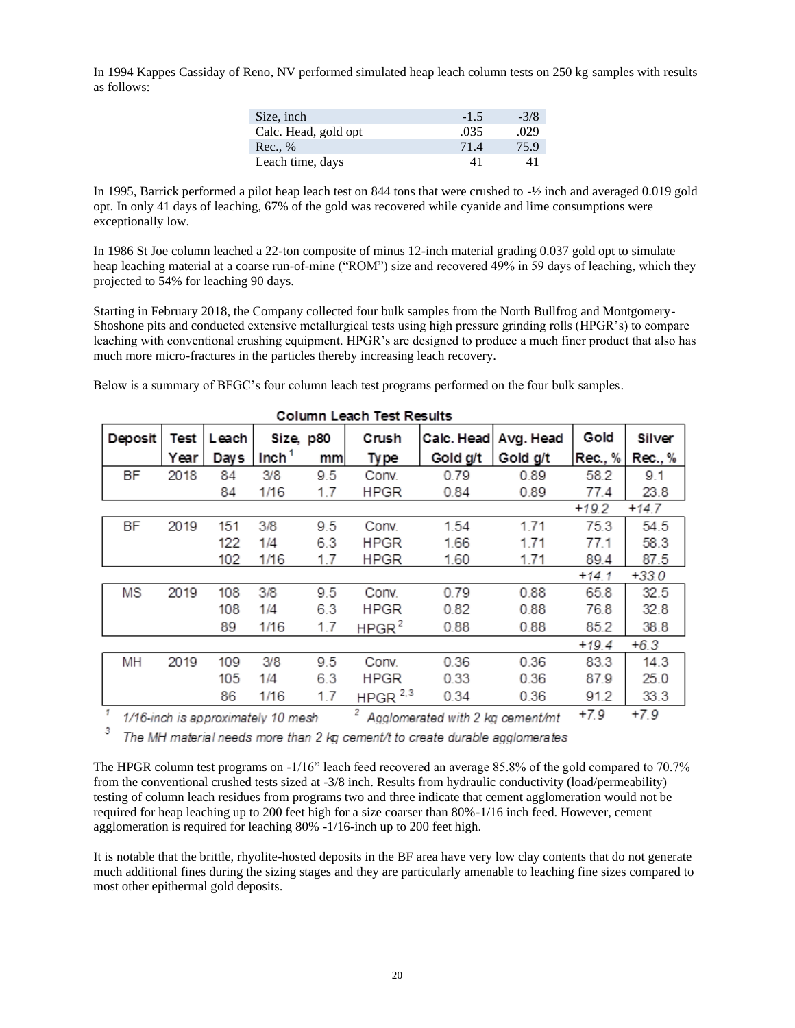In 1994 Kappes Cassiday of Reno, NV performed simulated heap leach column tests on 250 kg samples with results as follows:

| Size, inch | -1.5 | -3/8 |
|---|---|---|
| Calc. Head, gold opt | .035 | .029 |
| Rec., % | 71.4 | 75.9 |
| Leach time, days | 41 | 41 |

In 1995, Barrick performed a pilot heap leach test on 844 tons that were crushed to -½ inch and averaged 0.019 gold opt. In only 41 days of leaching, 67% of the gold was recovered while cyanide and lime consumptions were exceptionally low.

In 1986 St Joe column leached a 22-ton composite of minus 12-inch material grading 0.037 gold opt to simulate heap leaching material at a coarse run-of-mine ("ROM") size and recovered 49% in 59 days of leaching, which they projected to 54% for leaching 90 days.

Starting in February 2018, the Company collected four bulk samples from the North Bullfrog and Montgomery-Shoshone pits and conducted extensive metallurgical tests using high pressure grinding rolls (HPGR's) to compare leaching with conventional crushing equipment. HPGR's are designed to produce a much finer product that also has much more micro-fractures in the particles thereby increasing leach recovery.

Below is a summary of BFGC's four column leach test programs performed on the four bulk samples.

**Column Leach Test Results**

| Deposit | Test Year | Leach Days | Size, p80 Inch[1] | Size, p80 mm | Crush Type | Calc. Head Gold g/t | Avg. Head Gold g/t | Gold Rec., % | Silver Rec., % |
|---|---|---|---|---|---|---|---|---|---|
| BF | 2018 | 84 | 3/8 | 9.5 | Conv. | 0.79 | 0.89 | 58.2 | 9.1 |
| | | 84 | 1/16 | 1.7 | HPGR | 0.84 | 0.89 | 77.4 | 23.8 |
| | | | | | | | | *+19.2* | *+14.7* |
| BF | 2019 | 151 | 3/8 | 9.5 | Conv. | 1.54 | 1.71 | 75.3 | 54.5 |
| | | 122 | 1/4 | 6.3 | HPGR | 1.66 | 1.71 | 77.1 | 58.3 |
| | | 102 | 1/16 | 1.7 | HPGR | 1.60 | 1.71 | 89.4 | 87.5 |
| | | | | | | | | *+14.1* | *+33.0* |
| MS | 2019 | 108 | 3/8 | 9.5 | Conv. | 0.79 | 0.88 | 65.8 | 32.5 |
| | | 108 | 1/4 | 6.3 | HPGR | 0.82 | 0.88 | 76.8 | 32.8 |
| | | 89 | 1/16 | 1.7 | HPGR[2] | 0.88 | 0.88 | 85.2 | 38.8 |
| | | | | | | | | *+19.4* | *+6.3* |
| MH | 2019 | 109 | 3/8 | 9.5 | Conv. | 0.36 | 0.36 | 83.3 | 14.3 |
| | | 105 | 1/4 | 6.3 | HPGR | 0.33 | 0.36 | 87.9 | 25.0 |
| | | 86 | 1/16 | 1.7 | HPGR[2,3] | 0.34 | 0.36 | 91.2 | 33.3 |
| | | | | | | | | *+7.9* | *+7.9* |

[1] *1/16-inch is approximately 10 mesh* [2] *Agglomerated with 2 kg cement/mt*

[3] *The MH material needs more than 2 kg cement/t to create durable agglomerates*

The HPGR column test programs on -1/16" leach feed recovered an average 85.8% of the gold compared to 70.7% from the conventional crushed tests sized at -3/8 inch. Results from hydraulic conductivity (load/permeability) testing of column leach residues from programs two and three indicate that cement agglomeration would not be required for heap leaching up to 200 feet high for a size coarser than 80%-1/16 inch feed. However, cement agglomeration is required for leaching 80% -1/16-inch up to 200 feet high.

It is notable that the brittle, rhyolite-hosted deposits in the BF area have very low clay contents that do not generate much additional fines during the sizing stages and they are particularly amenable to leaching fine sizes compared to most other epithermal gold deposits.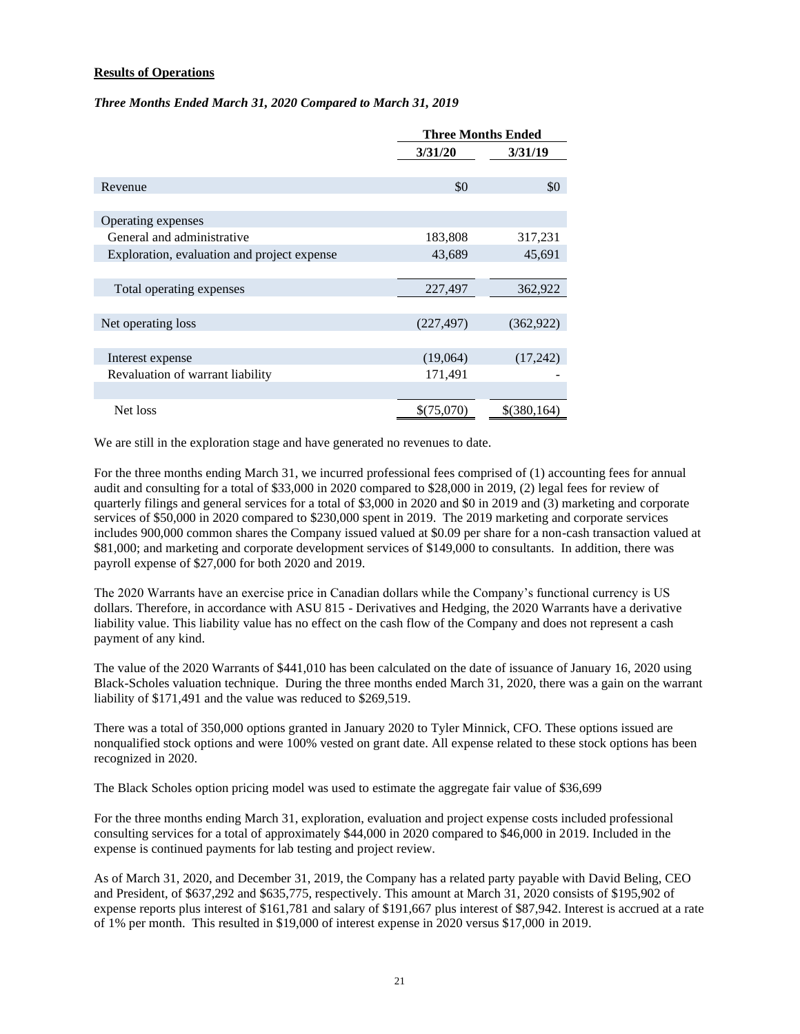**Results of Operations**

***Three Months Ended March 31, 2020 Compared to March 31, 2019***

| | Three Months Ended | |
|---|---|---|
| | 3/31/20 | 3/31/19 |
| Revenue | $0 | $0 |
| Operating expenses | | |
| General and administrative | 183,808 | 317,231 |
| Exploration, evaluation and project expense | 43,689 | 45,691 |
| Total operating expenses | 227,497 | 362,922 |
| Net operating loss | (227,497) | (362,922) |
| Interest expense | (19,064) | (17,242) |
| Revaluation of warrant liability | 171,491 | - |
| Net loss | $(75,070) | $(380,164) |

We are still in the exploration stage and have generated no revenues to date.

For the three months ending March 31, we incurred professional fees comprised of (1) accounting fees for annual audit and consulting for a total of $33,000 in 2020 compared to $28,000 in 2019, (2) legal fees for review of quarterly filings and general services for a total of $3,000 in 2020 and $0 in 2019 and (3) marketing and corporate services of $50,000 in 2020 compared to $230,000 spent in 2019. The 2019 marketing and corporate services includes 900,000 common shares the Company issued valued at $0.09 per share for a non-cash transaction valued at $81,000; and marketing and corporate development services of $149,000 to consultants. In addition, there was payroll expense of $27,000 for both 2020 and 2019.

The 2020 Warrants have an exercise price in Canadian dollars while the Company's functional currency is US dollars. Therefore, in accordance with ASU 815 - Derivatives and Hedging, the 2020 Warrants have a derivative liability value. This liability value has no effect on the cash flow of the Company and does not represent a cash payment of any kind.

The value of the 2020 Warrants of $441,010 has been calculated on the date of issuance of January 16, 2020 using Black-Scholes valuation technique. During the three months ended March 31, 2020, there was a gain on the warrant liability of $171,491 and the value was reduced to $269,519.

There was a total of 350,000 options granted in January 2020 to Tyler Minnick, CFO. These options issued are nonqualified stock options and were 100% vested on grant date. All expense related to these stock options has been recognized in 2020.

The Black Scholes option pricing model was used to estimate the aggregate fair value of $36,699

For the three months ending March 31, exploration, evaluation and project expense costs included professional consulting services for a total of approximately $44,000 in 2020 compared to $46,000 in 2019. Included in the expense is continued payments for lab testing and project review.

As of March 31, 2020, and December 31, 2019, the Company has a related party payable with David Beling, CEO and President, of $637,292 and $635,775, respectively. This amount at March 31, 2020 consists of $195,902 of expense reports plus interest of $161,781 and salary of $191,667 plus interest of $87,942. Interest is accrued at a rate of 1% per month. This resulted in $19,000 of interest expense in 2020 versus $17,000 in 2019.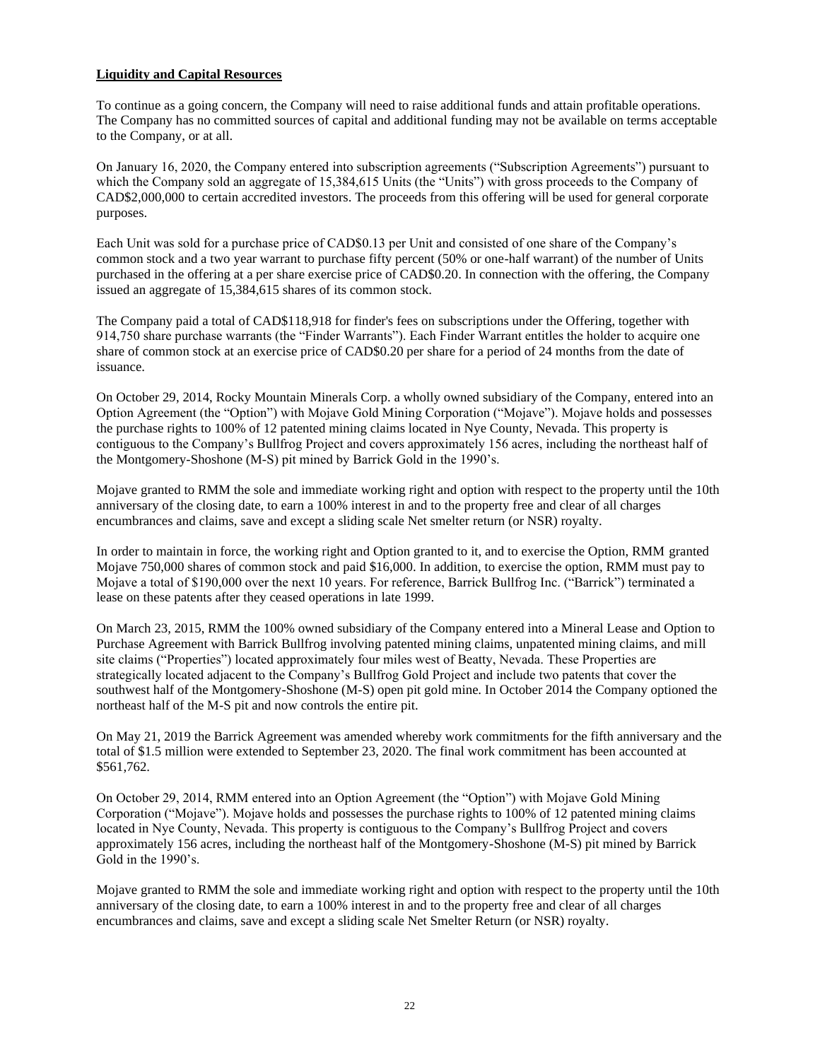**Liquidity and Capital Resources**

To continue as a going concern, the Company will need to raise additional funds and attain profitable operations. The Company has no committed sources of capital and additional funding may not be available on terms acceptable to the Company, or at all.

On January 16, 2020, the Company entered into subscription agreements ("Subscription Agreements") pursuant to which the Company sold an aggregate of 15,384,615 Units (the "Units") with gross proceeds to the Company of CAD$2,000,000 to certain accredited investors. The proceeds from this offering will be used for general corporate purposes.

Each Unit was sold for a purchase price of CAD$0.13 per Unit and consisted of one share of the Company's common stock and a two year warrant to purchase fifty percent (50% or one-half warrant) of the number of Units purchased in the offering at a per share exercise price of CAD$0.20. In connection with the offering, the Company issued an aggregate of 15,384,615 shares of its common stock.

The Company paid a total of CAD$118,918 for finder's fees on subscriptions under the Offering, together with 914,750 share purchase warrants (the "Finder Warrants"). Each Finder Warrant entitles the holder to acquire one share of common stock at an exercise price of CAD$0.20 per share for a period of 24 months from the date of issuance.

On October 29, 2014, Rocky Mountain Minerals Corp. a wholly owned subsidiary of the Company, entered into an Option Agreement (the "Option") with Mojave Gold Mining Corporation ("Mojave"). Mojave holds and possesses the purchase rights to 100% of 12 patented mining claims located in Nye County, Nevada. This property is contiguous to the Company's Bullfrog Project and covers approximately 156 acres, including the northeast half of the Montgomery-Shoshone (M-S) pit mined by Barrick Gold in the 1990's.

Mojave granted to RMM the sole and immediate working right and option with respect to the property until the 10th anniversary of the closing date, to earn a 100% interest in and to the property free and clear of all charges encumbrances and claims, save and except a sliding scale Net smelter return (or NSR) royalty.

In order to maintain in force, the working right and Option granted to it, and to exercise the Option, RMM granted Mojave 750,000 shares of common stock and paid $16,000. In addition, to exercise the option, RMM must pay to Mojave a total of $190,000 over the next 10 years. For reference, Barrick Bullfrog Inc. ("Barrick") terminated a lease on these patents after they ceased operations in late 1999.

On March 23, 2015, RMM the 100% owned subsidiary of the Company entered into a Mineral Lease and Option to Purchase Agreement with Barrick Bullfrog involving patented mining claims, unpatented mining claims, and mill site claims ("Properties") located approximately four miles west of Beatty, Nevada. These Properties are strategically located adjacent to the Company's Bullfrog Gold Project and include two patents that cover the southwest half of the Montgomery-Shoshone (M-S) open pit gold mine. In October 2014 the Company optioned the northeast half of the M-S pit and now controls the entire pit.

On May 21, 2019 the Barrick Agreement was amended whereby work commitments for the fifth anniversary and the total of $1.5 million were extended to September 23, 2020. The final work commitment has been accounted at $561,762.

On October 29, 2014, RMM entered into an Option Agreement (the "Option") with Mojave Gold Mining Corporation ("Mojave"). Mojave holds and possesses the purchase rights to 100% of 12 patented mining claims located in Nye County, Nevada. This property is contiguous to the Company's Bullfrog Project and covers approximately 156 acres, including the northeast half of the Montgomery-Shoshone (M-S) pit mined by Barrick Gold in the 1990's.

Mojave granted to RMM the sole and immediate working right and option with respect to the property until the 10th anniversary of the closing date, to earn a 100% interest in and to the property free and clear of all charges encumbrances and claims, save and except a sliding scale Net Smelter Return (or NSR) royalty.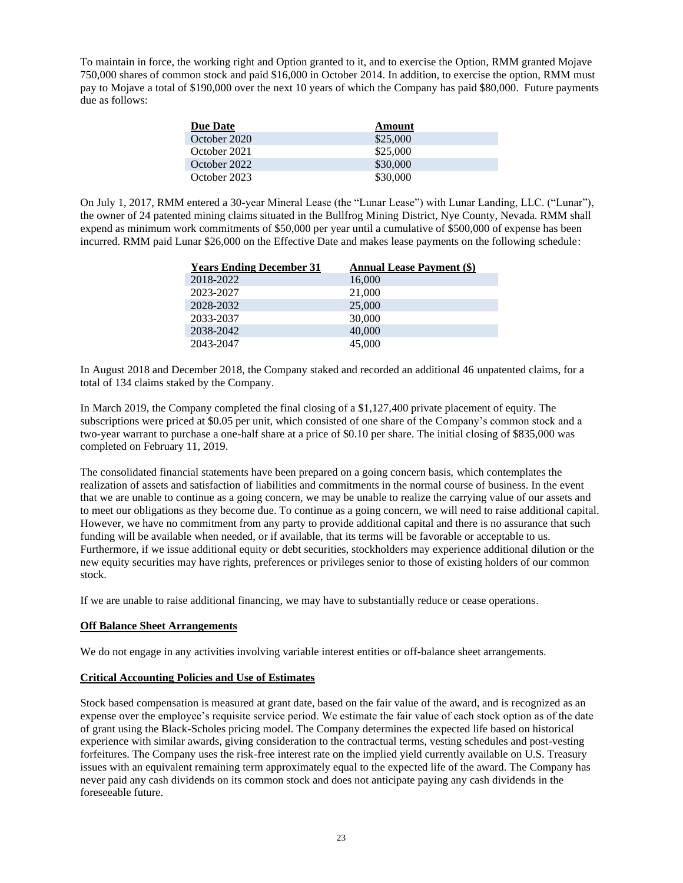To maintain in force, the working right and Option granted to it, and to exercise the Option, RMM granted Mojave 750,000 shares of common stock and paid $16,000 in October 2014. In addition, to exercise the option, RMM must pay to Mojave a total of $190,000 over the next 10 years of which the Company has paid $80,000. Future payments due as follows:

| Due Date | Amount |
| --- | --- |
| October 2020 | $25,000 |
| October 2021 | $25,000 |
| October 2022 | $30,000 |
| October 2023 | $30,000 |

On July 1, 2017, RMM entered a 30-year Mineral Lease (the "Lunar Lease") with Lunar Landing, LLC. ("Lunar"), the owner of 24 patented mining claims situated in the Bullfrog Mining District, Nye County, Nevada. RMM shall expend as minimum work commitments of $50,000 per year until a cumulative of $500,000 of expense has been incurred. RMM paid Lunar $26,000 on the Effective Date and makes lease payments on the following schedule:

| Years Ending December 31 | Annual Lease Payment ($) |
| --- | --- |
| 2018-2022 | 16,000 |
| 2023-2027 | 21,000 |
| 2028-2032 | 25,000 |
| 2033-2037 | 30,000 |
| 2038-2042 | 40,000 |
| 2043-2047 | 45,000 |

In August 2018 and December 2018, the Company staked and recorded an additional 46 unpatented claims, for a total of 134 claims staked by the Company.

In March 2019, the Company completed the final closing of a $1,127,400 private placement of equity. The subscriptions were priced at $0.05 per unit, which consisted of one share of the Company's common stock and a two-year warrant to purchase a one-half share at a price of $0.10 per share. The initial closing of $835,000 was completed on February 11, 2019.

The consolidated financial statements have been prepared on a going concern basis, which contemplates the realization of assets and satisfaction of liabilities and commitments in the normal course of business. In the event that we are unable to continue as a going concern, we may be unable to realize the carrying value of our assets and to meet our obligations as they become due. To continue as a going concern, we will need to raise additional capital. However, we have no commitment from any party to provide additional capital and there is no assurance that such funding will be available when needed, or if available, that its terms will be favorable or acceptable to us. Furthermore, if we issue additional equity or debt securities, stockholders may experience additional dilution or the new equity securities may have rights, preferences or privileges senior to those of existing holders of our common stock.

If we are unable to raise additional financing, we may have to substantially reduce or cease operations.

**Off Balance Sheet Arrangements**

We do not engage in any activities involving variable interest entities or off-balance sheet arrangements.

**Critical Accounting Policies and Use of Estimates**

Stock based compensation is measured at grant date, based on the fair value of the award, and is recognized as an expense over the employee's requisite service period. We estimate the fair value of each stock option as of the date of grant using the Black-Scholes pricing model. The Company determines the expected life based on historical experience with similar awards, giving consideration to the contractual terms, vesting schedules and post-vesting forfeitures. The Company uses the risk-free interest rate on the implied yield currently available on U.S. Treasury issues with an equivalent remaining term approximately equal to the expected life of the award. The Company has never paid any cash dividends on its common stock and does not anticipate paying any cash dividends in the foreseeable future.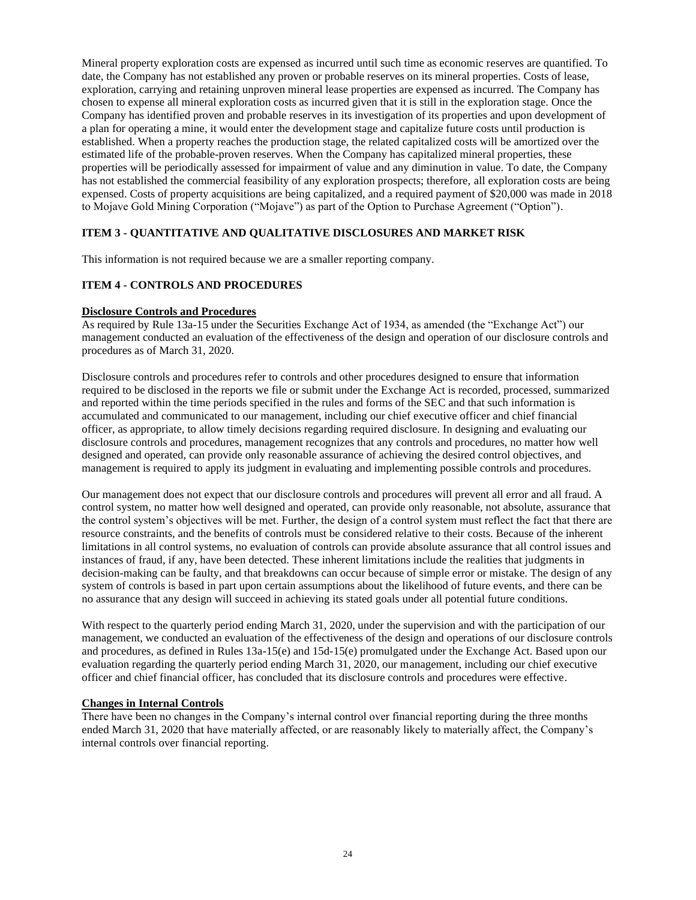Mineral property exploration costs are expensed as incurred until such time as economic reserves are quantified. To date, the Company has not established any proven or probable reserves on its mineral properties. Costs of lease, exploration, carrying and retaining unproven mineral lease properties are expensed as incurred. The Company has chosen to expense all mineral exploration costs as incurred given that it is still in the exploration stage. Once the Company has identified proven and probable reserves in its investigation of its properties and upon development of a plan for operating a mine, it would enter the development stage and capitalize future costs until production is established. When a property reaches the production stage, the related capitalized costs will be amortized over the estimated life of the probable-proven reserves. When the Company has capitalized mineral properties, these properties will be periodically assessed for impairment of value and any diminution in value. To date, the Company has not established the commercial feasibility of any exploration prospects; therefore, all exploration costs are being expensed. Costs of property acquisitions are being capitalized, and a required payment of $20,000 was made in 2018 to Mojave Gold Mining Corporation ("Mojave") as part of the Option to Purchase Agreement ("Option").

## ITEM 3 - QUANTITATIVE AND QUALITATIVE DISCLOSURES AND MARKET RISK

This information is not required because we are a smaller reporting company.

## ITEM 4 - CONTROLS AND PROCEDURES

**Disclosure Controls and Procedures**

As required by Rule 13a-15 under the Securities Exchange Act of 1934, as amended (the "Exchange Act") our management conducted an evaluation of the effectiveness of the design and operation of our disclosure controls and procedures as of March 31, 2020.

Disclosure controls and procedures refer to controls and other procedures designed to ensure that information required to be disclosed in the reports we file or submit under the Exchange Act is recorded, processed, summarized and reported within the time periods specified in the rules and forms of the SEC and that such information is accumulated and communicated to our management, including our chief executive officer and chief financial officer, as appropriate, to allow timely decisions regarding required disclosure. In designing and evaluating our disclosure controls and procedures, management recognizes that any controls and procedures, no matter how well designed and operated, can provide only reasonable assurance of achieving the desired control objectives, and management is required to apply its judgment in evaluating and implementing possible controls and procedures.

Our management does not expect that our disclosure controls and procedures will prevent all error and all fraud. A control system, no matter how well designed and operated, can provide only reasonable, not absolute, assurance that the control system's objectives will be met. Further, the design of a control system must reflect the fact that there are resource constraints, and the benefits of controls must be considered relative to their costs. Because of the inherent limitations in all control systems, no evaluation of controls can provide absolute assurance that all control issues and instances of fraud, if any, have been detected. These inherent limitations include the realities that judgments in decision-making can be faulty, and that breakdowns can occur because of simple error or mistake. The design of any system of controls is based in part upon certain assumptions about the likelihood of future events, and there can be no assurance that any design will succeed in achieving its stated goals under all potential future conditions.

With respect to the quarterly period ending March 31, 2020, under the supervision and with the participation of our management, we conducted an evaluation of the effectiveness of the design and operations of our disclosure controls and procedures, as defined in Rules 13a-15(e) and 15d-15(e) promulgated under the Exchange Act. Based upon our evaluation regarding the quarterly period ending March 31, 2020, our management, including our chief executive officer and chief financial officer, has concluded that its disclosure controls and procedures were effective.

**Changes in Internal Controls**

There have been no changes in the Company's internal control over financial reporting during the three months ended March 31, 2020 that have materially affected, or are reasonably likely to materially affect, the Company's internal controls over financial reporting.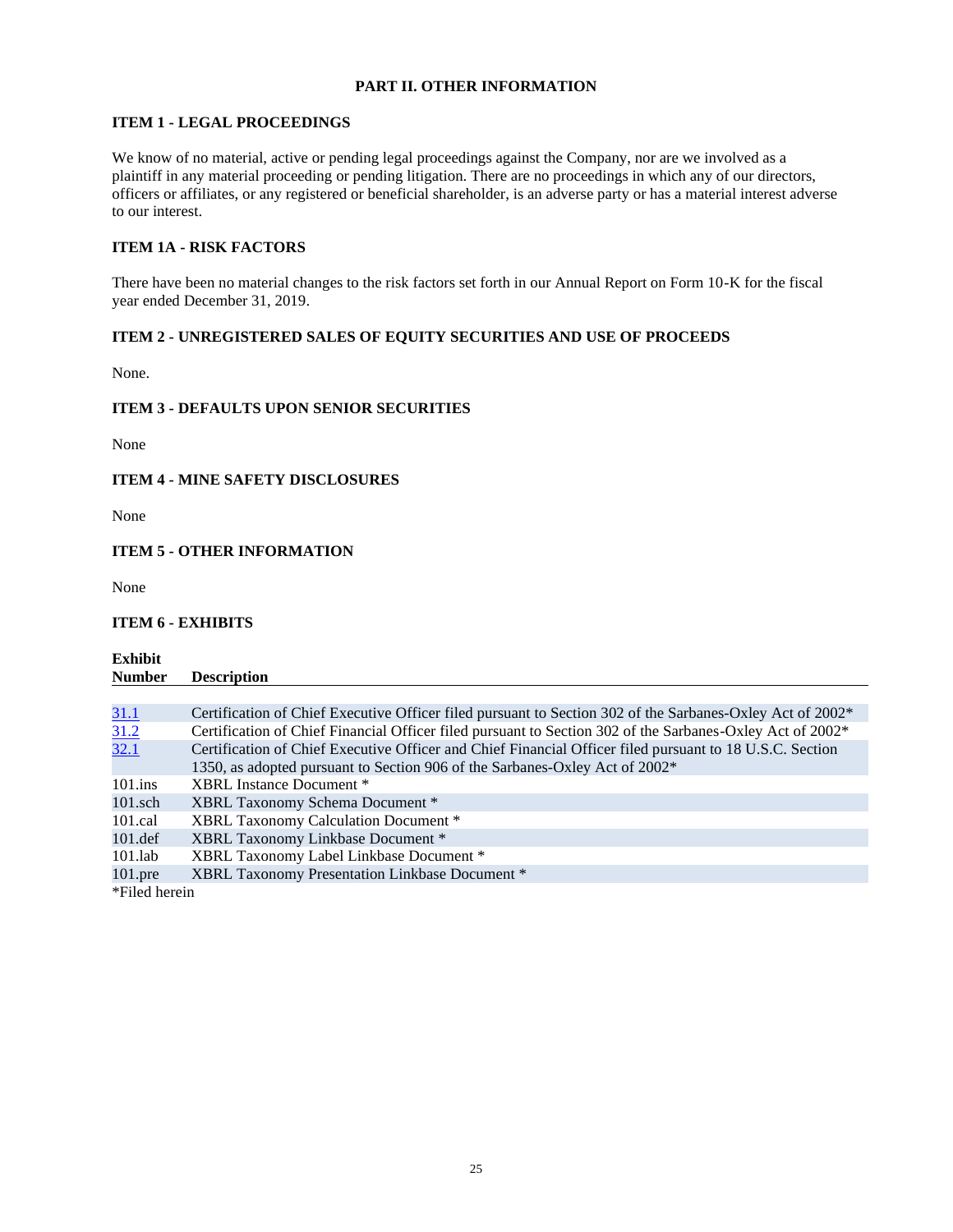## PART II. OTHER INFORMATION

### ITEM 1 - LEGAL PROCEEDINGS

We know of no material, active or pending legal proceedings against the Company, nor are we involved as a plaintiff in any material proceeding or pending litigation. There are no proceedings in which any of our directors, officers or affiliates, or any registered or beneficial shareholder, is an adverse party or has a material interest adverse to our interest.

### ITEM 1A - RISK FACTORS

There have been no material changes to the risk factors set forth in our Annual Report on Form 10-K for the fiscal year ended December 31, 2019.

### ITEM 2 - UNREGISTERED SALES OF EQUITY SECURITIES AND USE OF PROCEEDS

None.

### ITEM 3 - DEFAULTS UPON SENIOR SECURITIES

None

### ITEM 4 - MINE SAFETY DISCLOSURES

None

### ITEM 5 - OTHER INFORMATION

None

### ITEM 6 - EXHIBITS

| Exhibit Number | Description |
|---|---|
| 31.1 | Certification of Chief Executive Officer filed pursuant to Section 302 of the Sarbanes-Oxley Act of 2002* |
| 31.2 | Certification of Chief Financial Officer filed pursuant to Section 302 of the Sarbanes-Oxley Act of 2002* |
| 32.1 | Certification of Chief Executive Officer and Chief Financial Officer filed pursuant to 18 U.S.C. Section 1350, as adopted pursuant to Section 906 of the Sarbanes-Oxley Act of 2002* |
| 101.ins | XBRL Instance Document * |
| 101.sch | XBRL Taxonomy Schema Document * |
| 101.cal | XBRL Taxonomy Calculation Document * |
| 101.def | XBRL Taxonomy Linkbase Document * |
| 101.lab | XBRL Taxonomy Label Linkbase Document * |
| 101.pre | XBRL Taxonomy Presentation Linkbase Document * |

*Filed herein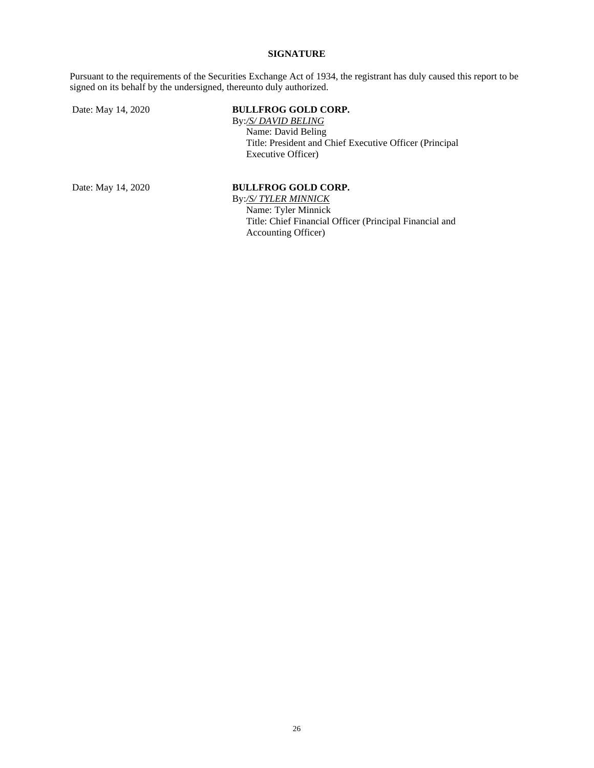**SIGNATURE**

Pursuant to the requirements of the Securities Exchange Act of 1934, the registrant has duly caused this report to be signed on its behalf by the undersigned, thereunto duly authorized.

Date: May 14, 2020

**BULLFROG GOLD CORP.**

By: *<u>/S/ DAVID BELING</u>*

Name: David Beling

Title: President and Chief Executive Officer (Principal Executive Officer)

Date: May 14, 2020

**BULLFROG GOLD CORP.**

By: *<u>/S/ TYLER MINNICK</u>*

Name: Tyler Minnick

Title: Chief Financial Officer (Principal Financial and Accounting Officer)